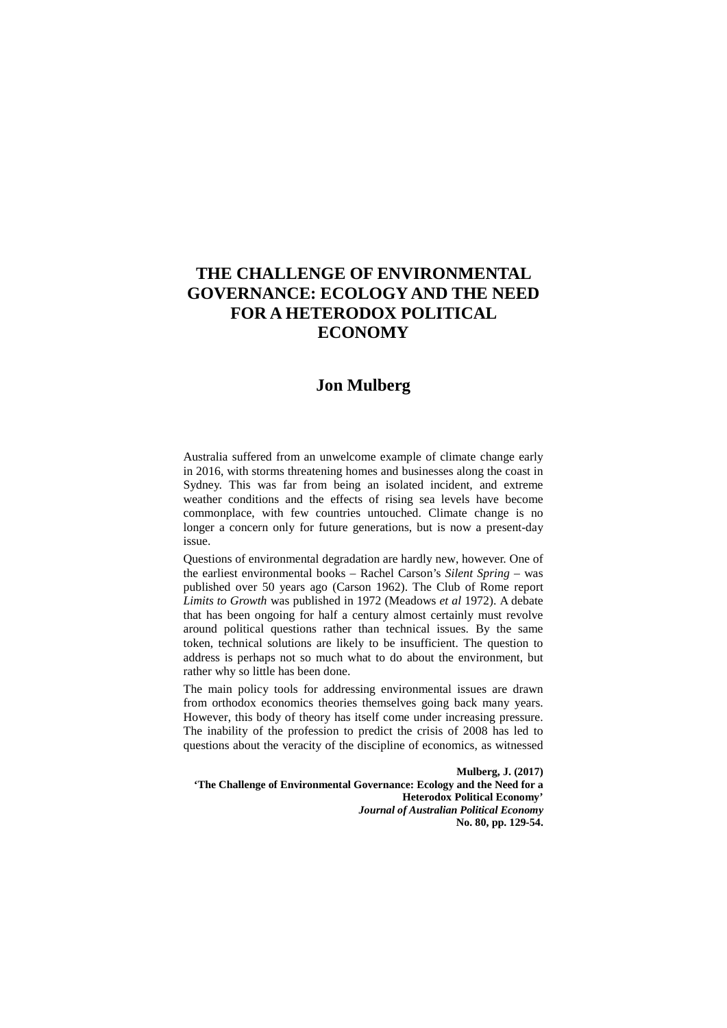# THE CHALLENGE OF ENVIRONMENTAL GOVERNANCE: ECOLOGY AND THE NEED FOR A HETERODOX POLITICAL ECONOMY

## Jon Mulberg

Australia suffered from an unwelcome example of climate change early in 2016, with storms threatening homes and businesses along the coast in Sydney. This was far from being an isolated incident, and extreme weather conditions and the effects of rising sea levels have become commonplace, with few countries untouched. Climate change is no longer a concern only for future generations, but is now a present-day issue.

Questions of environmental degradation are hardly new, however. One of the earliest environmental books – Rachel Carson's *Silent Spring* – was published over 50 years ago (Carson 1962). The Club of Rome report *Limits to Growth* was published in 1972 (Meadows *et al* 1972). A debate that has been ongoing for half a century almost certainly must revolve around political questions rather than technical issues. By the same token, technical solutions are likely to be insufficient. The question to address is perhaps not so much what to do about the environment, but rather why so little has been done.

The main policy tools for addressing environmental issues are drawn from orthodox economics theories themselves going back many years. However, this body of theory has itself come under increasing pressure. The inability of the profession to predict the crisis of 2008 has led to questions about the veracity of the discipline of economics, as witnessed

**Mulberg, J. (2017)**
**'The Challenge of Environmental Governance: Ecology and the Need for a Heterodox Political Economy'**
***Journal of Australian Political Economy***
**No. 80, pp. 129-54.**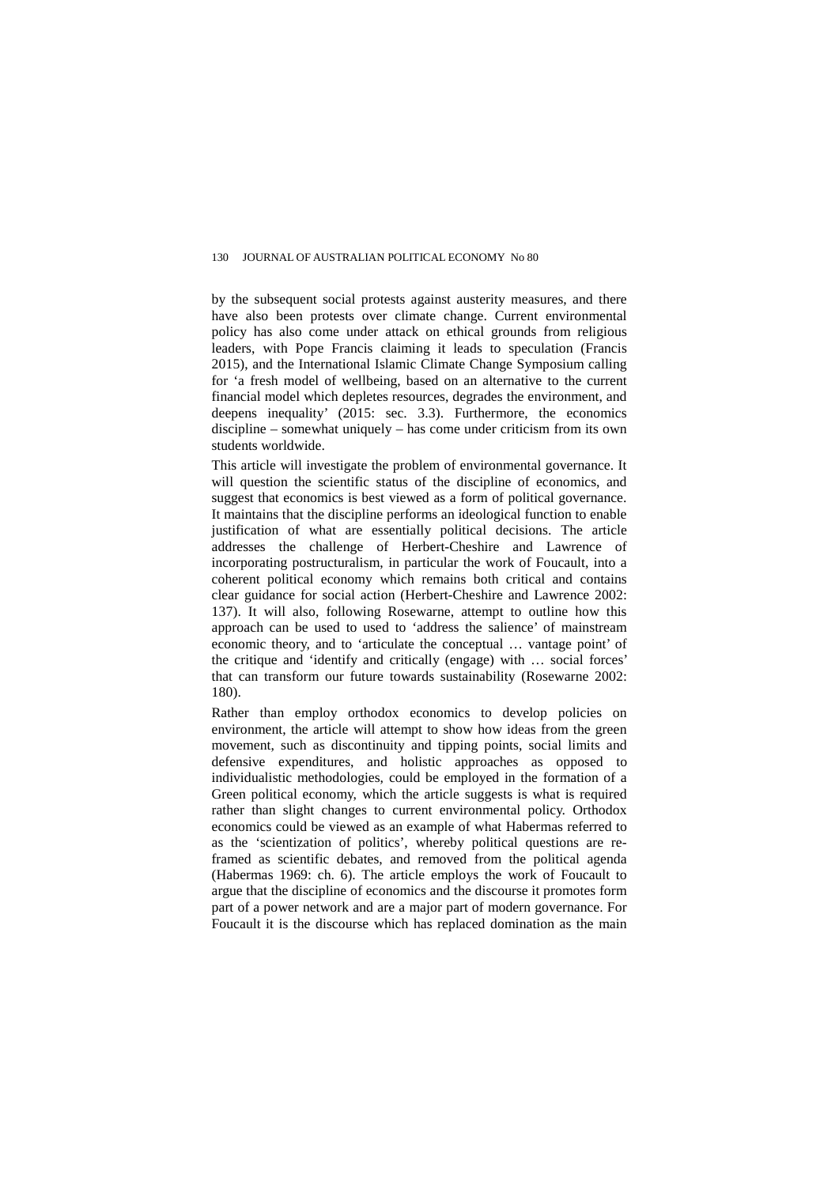by the subsequent social protests against austerity measures, and there have also been protests over climate change. Current environmental policy has also come under attack on ethical grounds from religious leaders, with Pope Francis claiming it leads to speculation (Francis 2015), and the International Islamic Climate Change Symposium calling for 'a fresh model of wellbeing, based on an alternative to the current financial model which depletes resources, degrades the environment, and deepens inequality' (2015: sec. 3.3). Furthermore, the economics discipline – somewhat uniquely – has come under criticism from its own students worldwide.

This article will investigate the problem of environmental governance. It will question the scientific status of the discipline of economics, and suggest that economics is best viewed as a form of political governance. It maintains that the discipline performs an ideological function to enable justification of what are essentially political decisions. The article addresses the challenge of Herbert-Cheshire and Lawrence of incorporating postructuralism, in particular the work of Foucault, into a coherent political economy which remains both critical and contains clear guidance for social action (Herbert-Cheshire and Lawrence 2002: 137). It will also, following Rosewarne, attempt to outline how this approach can be used to used to 'address the salience' of mainstream economic theory, and to 'articulate the conceptual … vantage point' of the critique and 'identify and critically (engage) with … social forces' that can transform our future towards sustainability (Rosewarne 2002: 180).

Rather than employ orthodox economics to develop policies on environment, the article will attempt to show how ideas from the green movement, such as discontinuity and tipping points, social limits and defensive expenditures, and holistic approaches as opposed to individualistic methodologies, could be employed in the formation of a Green political economy, which the article suggests is what is required rather than slight changes to current environmental policy. Orthodox economics could be viewed as an example of what Habermas referred to as the 'scientization of politics', whereby political questions are re-framed as scientific debates, and removed from the political agenda (Habermas 1969: ch. 6). The article employs the work of Foucault to argue that the discipline of economics and the discourse it promotes form part of a power network and are a major part of modern governance. For Foucault it is the discourse which has replaced domination as the main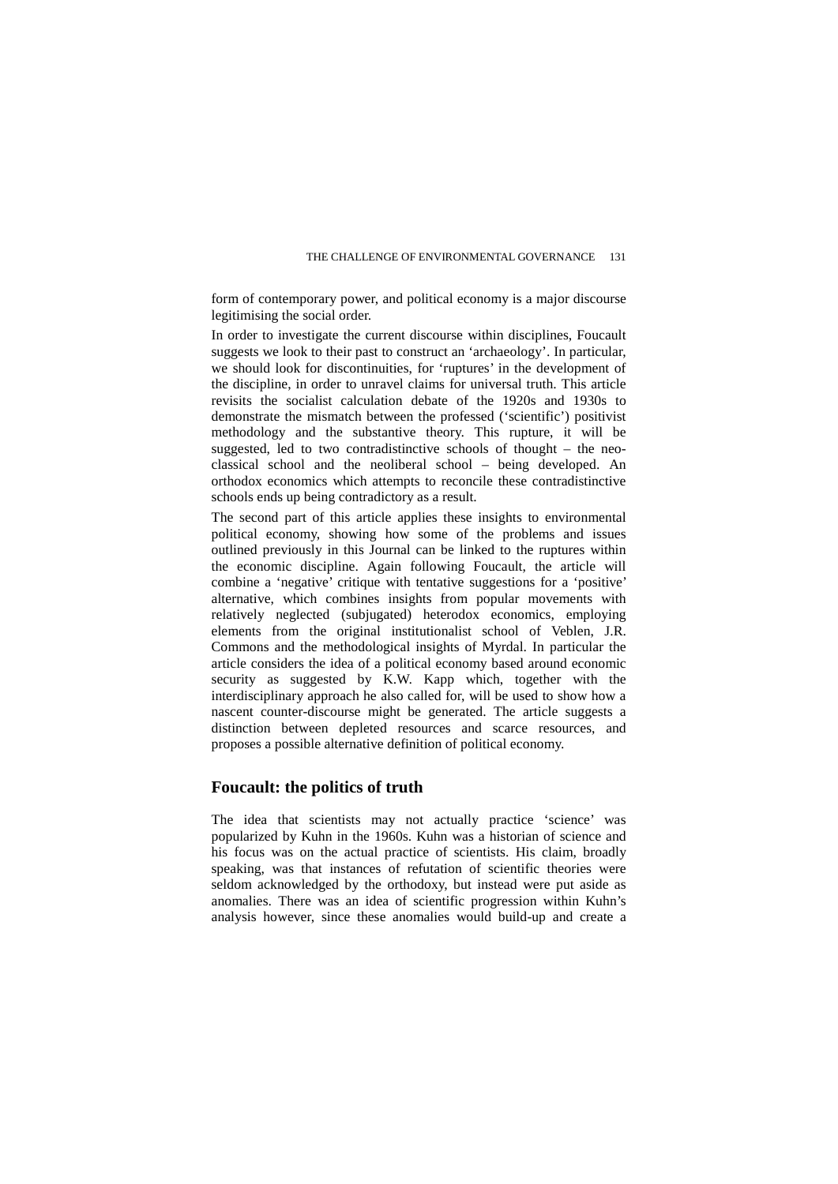form of contemporary power, and political economy is a major discourse legitimising the social order.

In order to investigate the current discourse within disciplines, Foucault suggests we look to their past to construct an 'archaeology'. In particular, we should look for discontinuities, for 'ruptures' in the development of the discipline, in order to unravel claims for universal truth. This article revisits the socialist calculation debate of the 1920s and 1930s to demonstrate the mismatch between the professed ('scientific') positivist methodology and the substantive theory. This rupture, it will be suggested, led to two contradistinctive schools of thought – the neo-classical school and the neoliberal school – being developed. An orthodox economics which attempts to reconcile these contradistinctive schools ends up being contradictory as a result.

The second part of this article applies these insights to environmental political economy, showing how some of the problems and issues outlined previously in this Journal can be linked to the ruptures within the economic discipline. Again following Foucault, the article will combine a 'negative' critique with tentative suggestions for a 'positive' alternative, which combines insights from popular movements with relatively neglected (subjugated) heterodox economics, employing elements from the original institutionalist school of Veblen, J.R. Commons and the methodological insights of Myrdal. In particular the article considers the idea of a political economy based around economic security as suggested by K.W. Kapp which, together with the interdisciplinary approach he also called for, will be used to show how a nascent counter-discourse might be generated. The article suggests a distinction between depleted resources and scarce resources, and proposes a possible alternative definition of political economy.

## Foucault: the politics of truth

The idea that scientists may not actually practice 'science' was popularized by Kuhn in the 1960s. Kuhn was a historian of science and his focus was on the actual practice of scientists. His claim, broadly speaking, was that instances of refutation of scientific theories were seldom acknowledged by the orthodoxy, but instead were put aside as anomalies. There was an idea of scientific progression within Kuhn's analysis however, since these anomalies would build-up and create a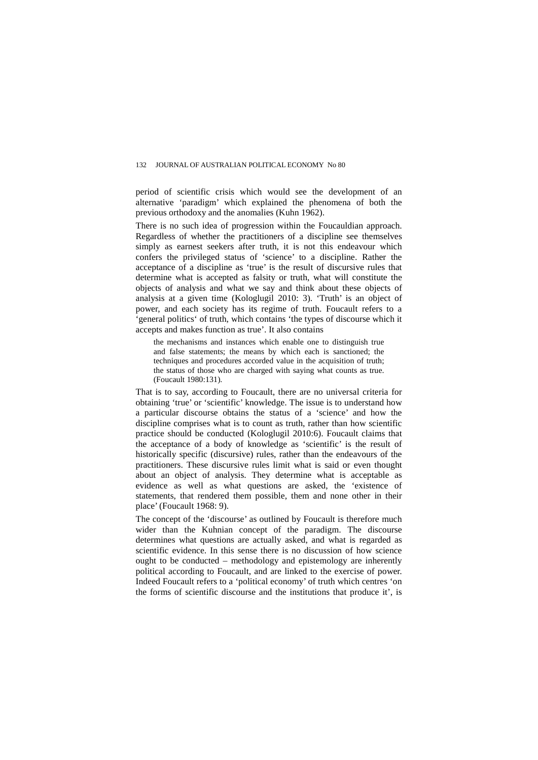period of scientific crisis which would see the development of an alternative 'paradigm' which explained the phenomena of both the previous orthodoxy and the anomalies (Kuhn 1962).

There is no such idea of progression within the Foucauldian approach. Regardless of whether the practitioners of a discipline see themselves simply as earnest seekers after truth, it is not this endeavour which confers the privileged status of 'science' to a discipline. Rather the acceptance of a discipline as 'true' is the result of discursive rules that determine what is accepted as falsity or truth, what will constitute the objects of analysis and what we say and think about these objects of analysis at a given time (Kologlugil 2010: 3). 'Truth' is an object of power, and each society has its regime of truth. Foucault refers to a 'general politics' of truth, which contains 'the types of discourse which it accepts and makes function as true'. It also contains

> the mechanisms and instances which enable one to distinguish true and false statements; the means by which each is sanctioned; the techniques and procedures accorded value in the acquisition of truth; the status of those who are charged with saying what counts as true. (Foucault 1980:131).

That is to say, according to Foucault, there are no universal criteria for obtaining 'true' or 'scientific' knowledge. The issue is to understand how a particular discourse obtains the status of a 'science' and how the discipline comprises what is to count as truth, rather than how scientific practice should be conducted (Kologlugil 2010:6). Foucault claims that the acceptance of a body of knowledge as 'scientific' is the result of historically specific (discursive) rules, rather than the endeavours of the practitioners. These discursive rules limit what is said or even thought about an object of analysis. They determine what is acceptable as evidence as well as what questions are asked, the 'existence of statements, that rendered them possible, them and none other in their place' (Foucault 1968: 9).

The concept of the 'discourse' as outlined by Foucault is therefore much wider than the Kuhnian concept of the paradigm. The discourse determines what questions are actually asked, and what is regarded as scientific evidence. In this sense there is no discussion of how science ought to be conducted – methodology and epistemology are inherently political according to Foucault, and are linked to the exercise of power. Indeed Foucault refers to a 'political economy' of truth which centres 'on the forms of scientific discourse and the institutions that produce it', is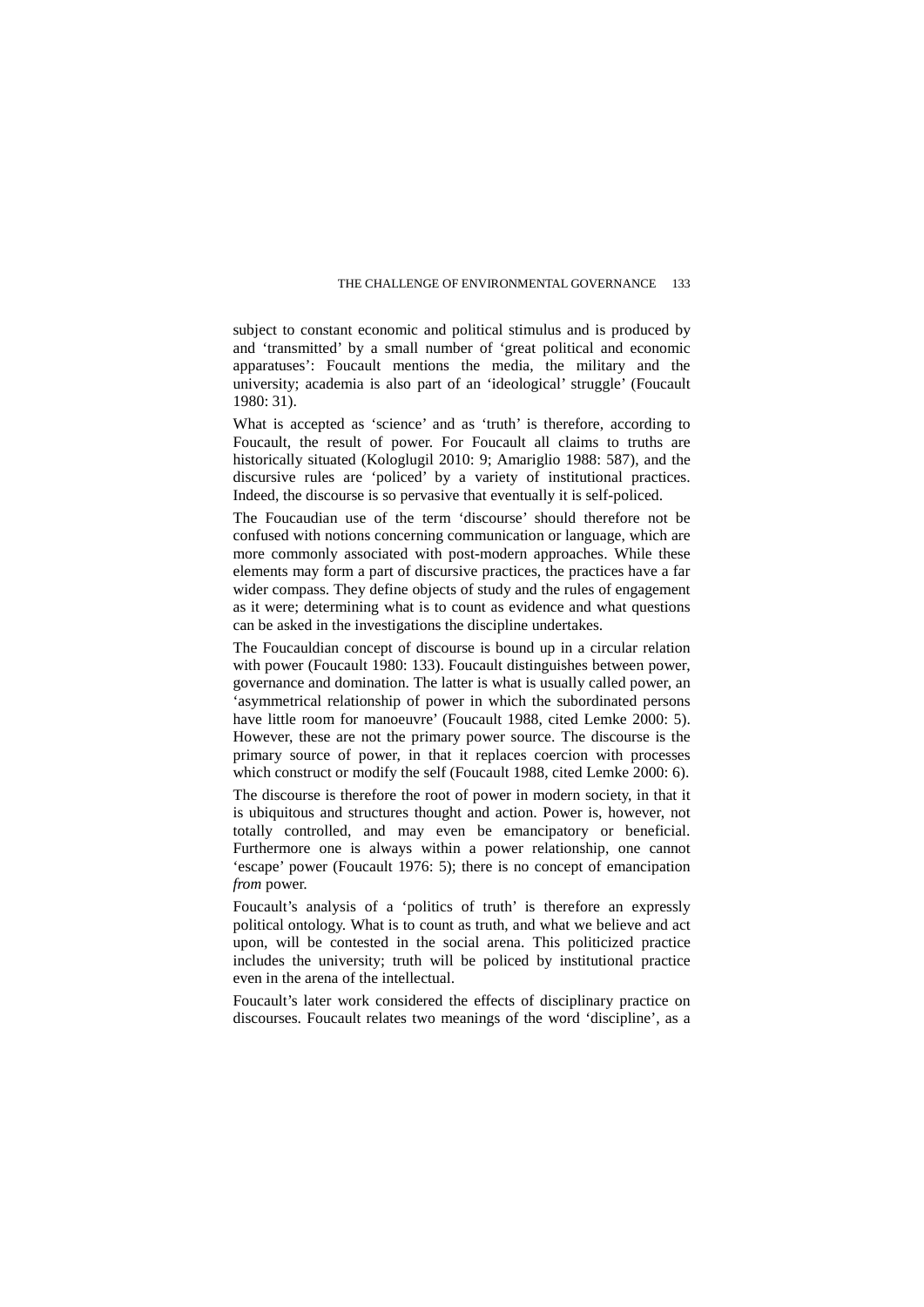subject to constant economic and political stimulus and is produced by and 'transmitted' by a small number of 'great political and economic apparatuses': Foucault mentions the media, the military and the university; academia is also part of an 'ideological' struggle' (Foucault 1980: 31).

What is accepted as 'science' and as 'truth' is therefore, according to Foucault, the result of power. For Foucault all claims to truths are historically situated (Kologlugil 2010: 9; Amariglio 1988: 587), and the discursive rules are 'policed' by a variety of institutional practices. Indeed, the discourse is so pervasive that eventually it is self-policed.

The Foucaudian use of the term 'discourse' should therefore not be confused with notions concerning communication or language, which are more commonly associated with post-modern approaches. While these elements may form a part of discursive practices, the practices have a far wider compass. They define objects of study and the rules of engagement as it were; determining what is to count as evidence and what questions can be asked in the investigations the discipline undertakes.

The Foucauldian concept of discourse is bound up in a circular relation with power (Foucault 1980: 133). Foucault distinguishes between power, governance and domination. The latter is what is usually called power, an 'asymmetrical relationship of power in which the subordinated persons have little room for manoeuvre' (Foucault 1988, cited Lemke 2000: 5). However, these are not the primary power source. The discourse is the primary source of power, in that it replaces coercion with processes which construct or modify the self (Foucault 1988, cited Lemke 2000: 6).

The discourse is therefore the root of power in modern society, in that it is ubiquitous and structures thought and action. Power is, however, not totally controlled, and may even be emancipatory or beneficial. Furthermore one is always within a power relationship, one cannot 'escape' power (Foucault 1976: 5); there is no concept of emancipation *from* power.

Foucault's analysis of a 'politics of truth' is therefore an expressly political ontology. What is to count as truth, and what we believe and act upon, will be contested in the social arena. This politicized practice includes the university; truth will be policed by institutional practice even in the arena of the intellectual.

Foucault's later work considered the effects of disciplinary practice on discourses. Foucault relates two meanings of the word 'discipline', as a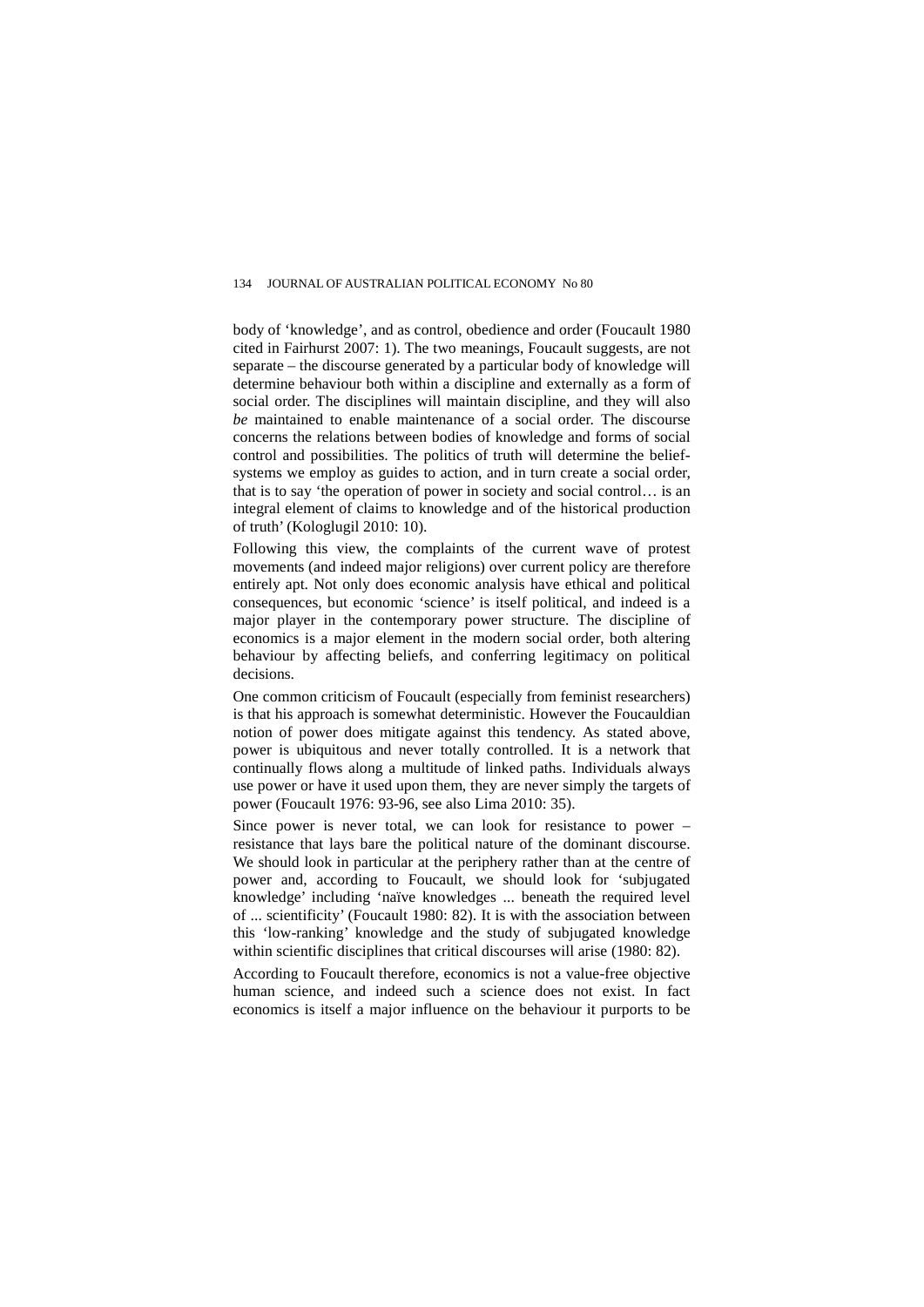body of 'knowledge', and as control, obedience and order (Foucault 1980 cited in Fairhurst 2007: 1). The two meanings, Foucault suggests, are not separate – the discourse generated by a particular body of knowledge will determine behaviour both within a discipline and externally as a form of social order. The disciplines will maintain discipline, and they will also *be* maintained to enable maintenance of a social order. The discourse concerns the relations between bodies of knowledge and forms of social control and possibilities. The politics of truth will determine the belief-systems we employ as guides to action, and in turn create a social order, that is to say 'the operation of power in society and social control… is an integral element of claims to knowledge and of the historical production of truth' (Kologlugil 2010: 10).

Following this view, the complaints of the current wave of protest movements (and indeed major religions) over current policy are therefore entirely apt. Not only does economic analysis have ethical and political consequences, but economic 'science' is itself political, and indeed is a major player in the contemporary power structure. The discipline of economics is a major element in the modern social order, both altering behaviour by affecting beliefs, and conferring legitimacy on political decisions.

One common criticism of Foucault (especially from feminist researchers) is that his approach is somewhat deterministic. However the Foucauldian notion of power does mitigate against this tendency. As stated above, power is ubiquitous and never totally controlled. It is a network that continually flows along a multitude of linked paths. Individuals always use power or have it used upon them, they are never simply the targets of power (Foucault 1976: 93-96, see also Lima 2010: 35).

Since power is never total, we can look for resistance to power – resistance that lays bare the political nature of the dominant discourse. We should look in particular at the periphery rather than at the centre of power and, according to Foucault, we should look for 'subjugated knowledge' including 'naïve knowledges ... beneath the required level of ... scientificity' (Foucault 1980: 82). It is with the association between this 'low-ranking' knowledge and the study of subjugated knowledge within scientific disciplines that critical discourses will arise (1980: 82).

According to Foucault therefore, economics is not a value-free objective human science, and indeed such a science does not exist. In fact economics is itself a major influence on the behaviour it purports to be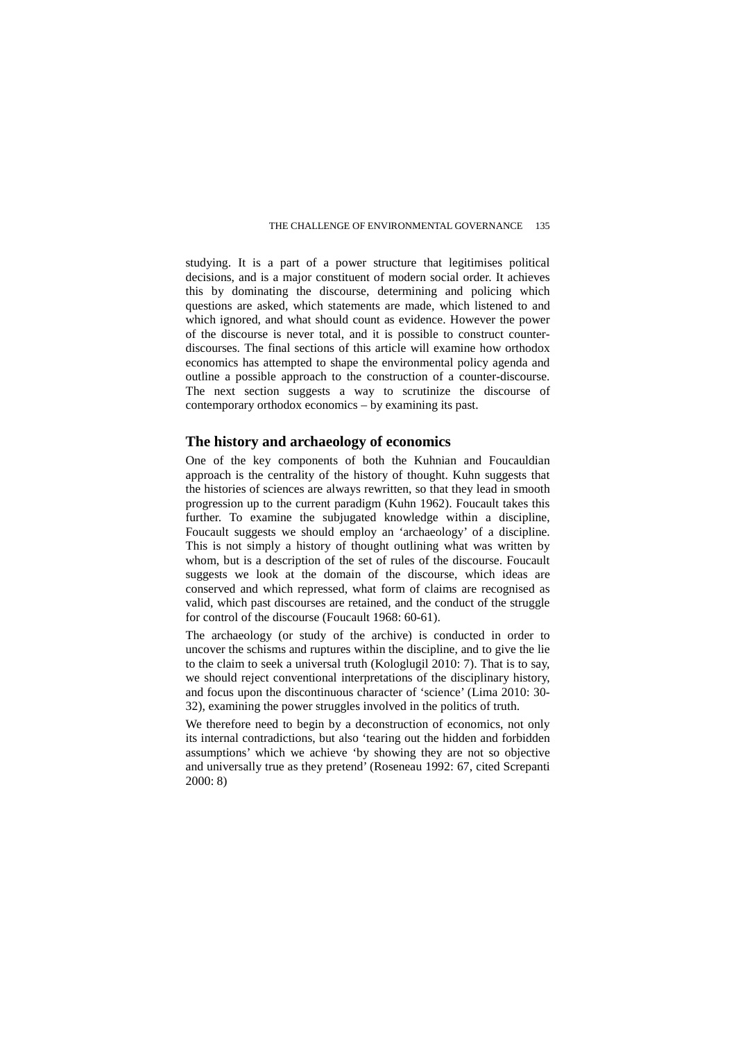studying. It is a part of a power structure that legitimises political decisions, and is a major constituent of modern social order. It achieves this by dominating the discourse, determining and policing which questions are asked, which statements are made, which listened to and which ignored, and what should count as evidence. However the power of the discourse is never total, and it is possible to construct counter-discourses. The final sections of this article will examine how orthodox economics has attempted to shape the environmental policy agenda and outline a possible approach to the construction of a counter-discourse. The next section suggests a way to scrutinize the discourse of contemporary orthodox economics – by examining its past.

## The history and archaeology of economics

One of the key components of both the Kuhnian and Foucauldian approach is the centrality of the history of thought. Kuhn suggests that the histories of sciences are always rewritten, so that they lead in smooth progression up to the current paradigm (Kuhn 1962). Foucault takes this further. To examine the subjugated knowledge within a discipline, Foucault suggests we should employ an 'archaeology' of a discipline. This is not simply a history of thought outlining what was written by whom, but is a description of the set of rules of the discourse. Foucault suggests we look at the domain of the discourse, which ideas are conserved and which repressed, what form of claims are recognised as valid, which past discourses are retained, and the conduct of the struggle for control of the discourse (Foucault 1968: 60-61).

The archaeology (or study of the archive) is conducted in order to uncover the schisms and ruptures within the discipline, and to give the lie to the claim to seek a universal truth (Kologlugil 2010: 7). That is to say, we should reject conventional interpretations of the disciplinary history, and focus upon the discontinuous character of 'science' (Lima 2010: 30-32), examining the power struggles involved in the politics of truth.

We therefore need to begin by a deconstruction of economics, not only its internal contradictions, but also 'tearing out the hidden and forbidden assumptions' which we achieve 'by showing they are not so objective and universally true as they pretend' (Roseneau 1992: 67, cited Screpanti 2000: 8)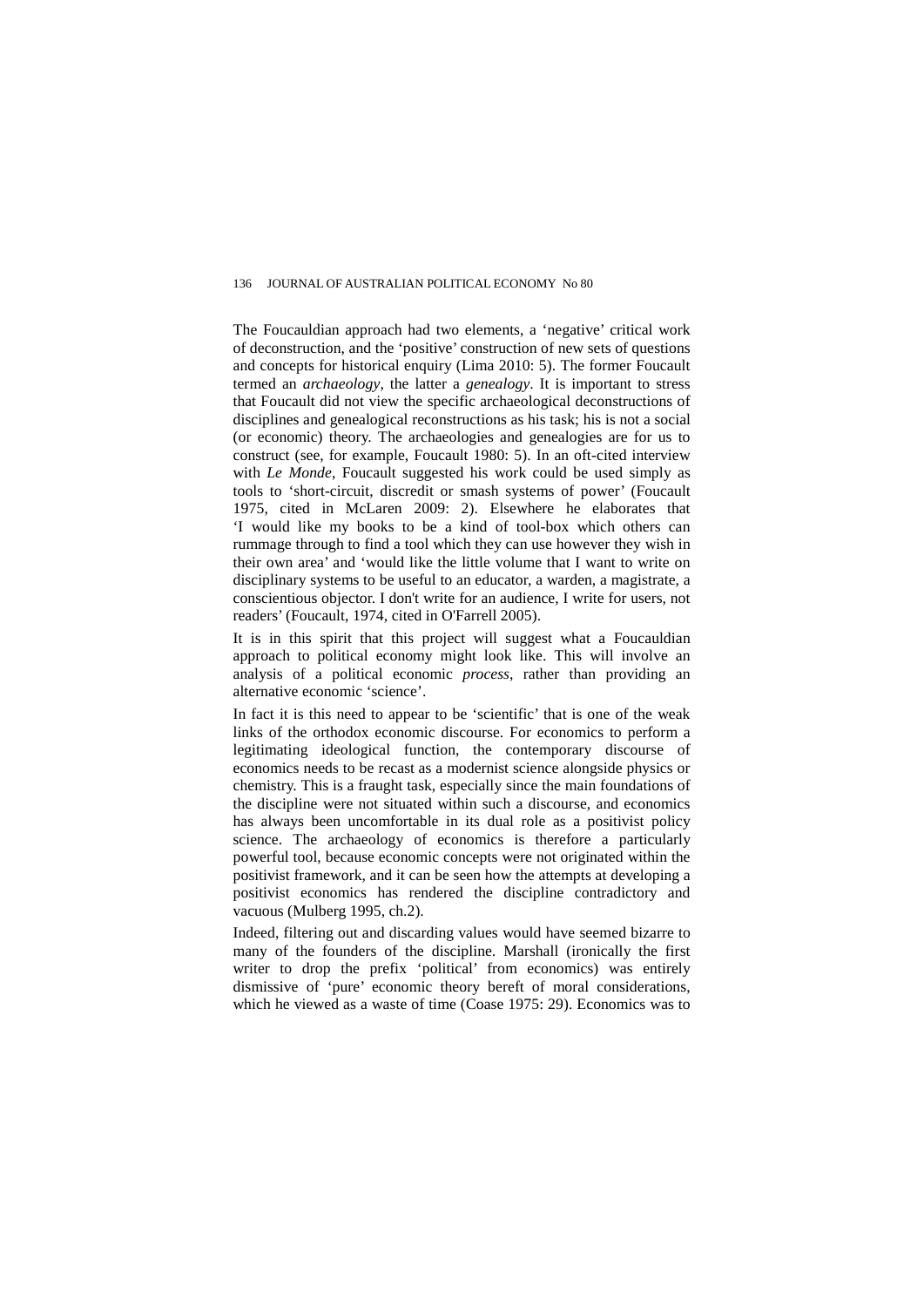The Foucauldian approach had two elements, a 'negative' critical work of deconstruction, and the 'positive' construction of new sets of questions and concepts for historical enquiry (Lima 2010: 5). The former Foucault termed an *archaeology*, the latter a *genealogy*. It is important to stress that Foucault did not view the specific archaeological deconstructions of disciplines and genealogical reconstructions as his task; his is not a social (or economic) theory. The archaeologies and genealogies are for us to construct (see, for example, Foucault 1980: 5). In an oft-cited interview with *Le Monde*, Foucault suggested his work could be used simply as tools to 'short-circuit, discredit or smash systems of power' (Foucault 1975, cited in McLaren 2009: 2). Elsewhere he elaborates that 'I would like my books to be a kind of tool-box which others can rummage through to find a tool which they can use however they wish in their own area' and 'would like the little volume that I want to write on disciplinary systems to be useful to an educator, a warden, a magistrate, a conscientious objector. I don't write for an audience, I write for users, not readers' (Foucault, 1974, cited in O'Farrell 2005).

It is in this spirit that this project will suggest what a Foucauldian approach to political economy might look like. This will involve an analysis of a political economic *process*, rather than providing an alternative economic 'science'.

In fact it is this need to appear to be 'scientific' that is one of the weak links of the orthodox economic discourse. For economics to perform a legitimating ideological function, the contemporary discourse of economics needs to be recast as a modernist science alongside physics or chemistry. This is a fraught task, especially since the main foundations of the discipline were not situated within such a discourse, and economics has always been uncomfortable in its dual role as a positivist policy science. The archaeology of economics is therefore a particularly powerful tool, because economic concepts were not originated within the positivist framework, and it can be seen how the attempts at developing a positivist economics has rendered the discipline contradictory and vacuous (Mulberg 1995, ch.2).

Indeed, filtering out and discarding values would have seemed bizarre to many of the founders of the discipline. Marshall (ironically the first writer to drop the prefix 'political' from economics) was entirely dismissive of 'pure' economic theory bereft of moral considerations, which he viewed as a waste of time (Coase 1975: 29). Economics was to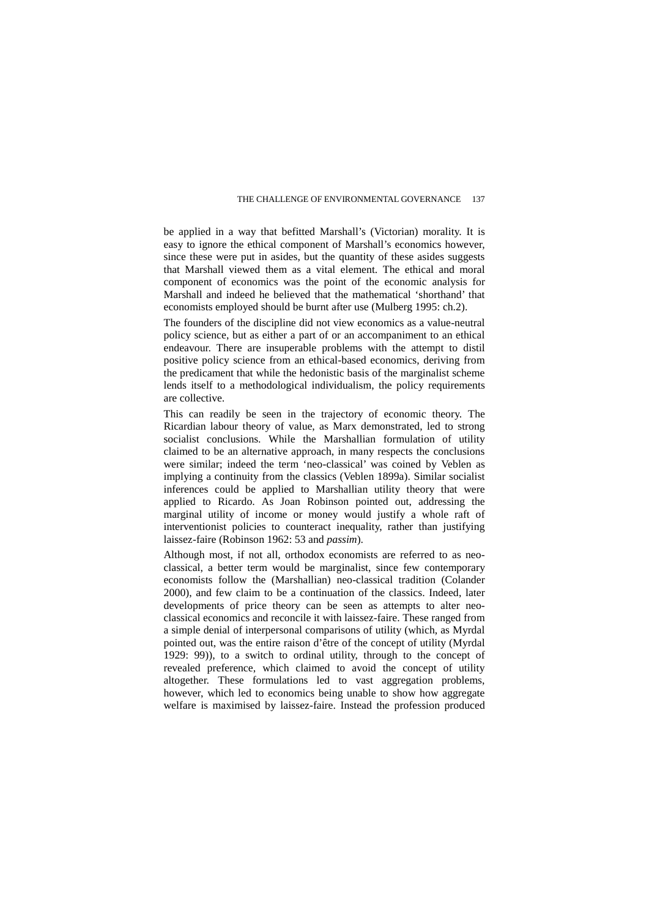be applied in a way that befitted Marshall's (Victorian) morality. It is easy to ignore the ethical component of Marshall's economics however, since these were put in asides, but the quantity of these asides suggests that Marshall viewed them as a vital element. The ethical and moral component of economics was the point of the economic analysis for Marshall and indeed he believed that the mathematical 'shorthand' that economists employed should be burnt after use (Mulberg 1995: ch.2).

The founders of the discipline did not view economics as a value-neutral policy science, but as either a part of or an accompaniment to an ethical endeavour. There are insuperable problems with the attempt to distil positive policy science from an ethical-based economics, deriving from the predicament that while the hedonistic basis of the marginalist scheme lends itself to a methodological individualism, the policy requirements are collective.

This can readily be seen in the trajectory of economic theory. The Ricardian labour theory of value, as Marx demonstrated, led to strong socialist conclusions. While the Marshallian formulation of utility claimed to be an alternative approach, in many respects the conclusions were similar; indeed the term 'neo-classical' was coined by Veblen as implying a continuity from the classics (Veblen 1899a). Similar socialist inferences could be applied to Marshallian utility theory that were applied to Ricardo. As Joan Robinson pointed out, addressing the marginal utility of income or money would justify a whole raft of interventionist policies to counteract inequality, rather than justifying laissez-faire (Robinson 1962: 53 and *passim*).

Although most, if not all, orthodox economists are referred to as neo-classical, a better term would be marginalist, since few contemporary economists follow the (Marshallian) neo-classical tradition (Colander 2000), and few claim to be a continuation of the classics. Indeed, later developments of price theory can be seen as attempts to alter neo-classical economics and reconcile it with laissez-faire. These ranged from a simple denial of interpersonal comparisons of utility (which, as Myrdal pointed out, was the entire raison d'être of the concept of utility (Myrdal 1929: 99)), to a switch to ordinal utility, through to the concept of revealed preference, which claimed to avoid the concept of utility altogether. These formulations led to vast aggregation problems, however, which led to economics being unable to show how aggregate welfare is maximised by laissez-faire. Instead the profession produced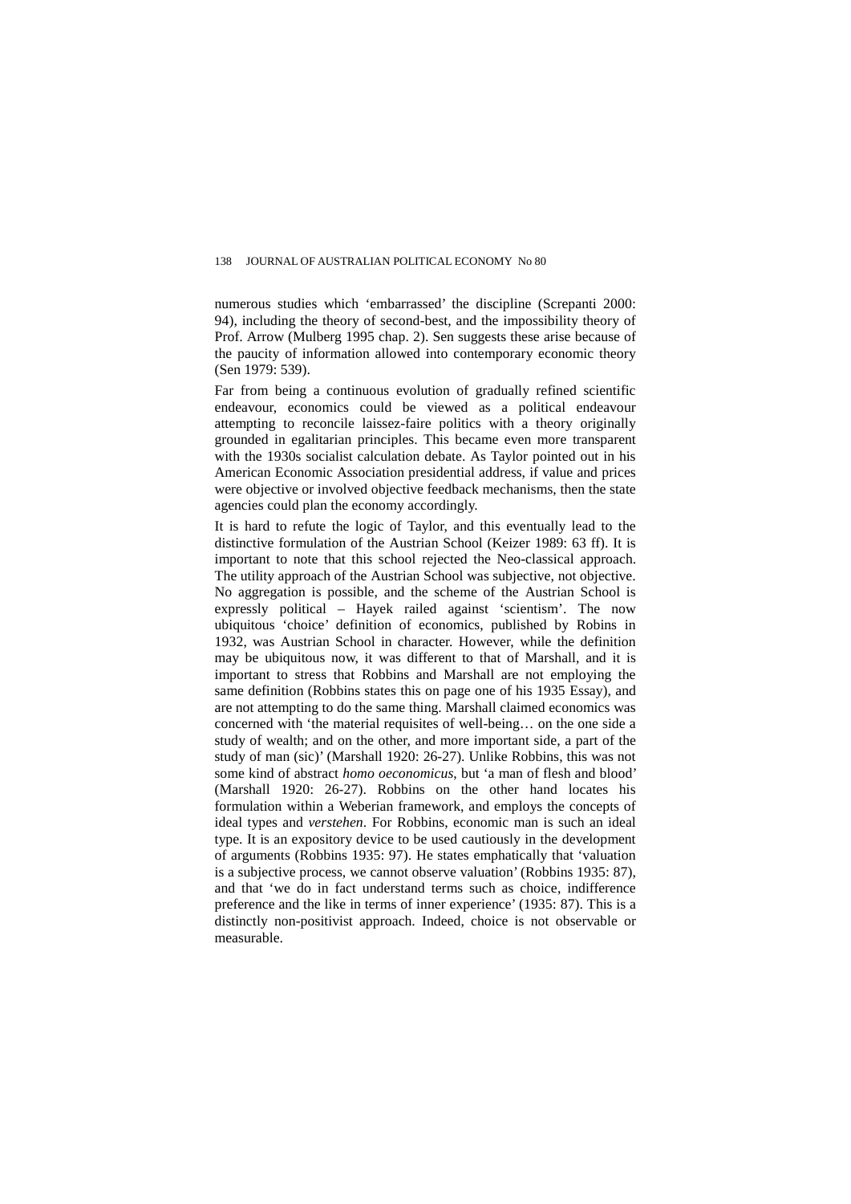numerous studies which 'embarrassed' the discipline (Screpanti 2000: 94), including the theory of second-best, and the impossibility theory of Prof. Arrow (Mulberg 1995 chap. 2). Sen suggests these arise because of the paucity of information allowed into contemporary economic theory (Sen 1979: 539).

Far from being a continuous evolution of gradually refined scientific endeavour, economics could be viewed as a political endeavour attempting to reconcile laissez-faire politics with a theory originally grounded in egalitarian principles. This became even more transparent with the 1930s socialist calculation debate. As Taylor pointed out in his American Economic Association presidential address, if value and prices were objective or involved objective feedback mechanisms, then the state agencies could plan the economy accordingly.

It is hard to refute the logic of Taylor, and this eventually lead to the distinctive formulation of the Austrian School (Keizer 1989: 63 ff). It is important to note that this school rejected the Neo-classical approach. The utility approach of the Austrian School was subjective, not objective. No aggregation is possible, and the scheme of the Austrian School is expressly political – Hayek railed against 'scientism'. The now ubiquitous 'choice' definition of economics, published by Robins in 1932, was Austrian School in character. However, while the definition may be ubiquitous now, it was different to that of Marshall, and it is important to stress that Robbins and Marshall are not employing the same definition (Robbins states this on page one of his 1935 Essay), and are not attempting to do the same thing. Marshall claimed economics was concerned with 'the material requisites of well-being… on the one side a study of wealth; and on the other, and more important side, a part of the study of man (sic)' (Marshall 1920: 26-27). Unlike Robbins, this was not some kind of abstract *homo oeconomicus*, but 'a man of flesh and blood' (Marshall 1920: 26-27). Robbins on the other hand locates his formulation within a Weberian framework, and employs the concepts of ideal types and *verstehen*. For Robbins, economic man is such an ideal type. It is an expository device to be used cautiously in the development of arguments (Robbins 1935: 97). He states emphatically that 'valuation is a subjective process, we cannot observe valuation' (Robbins 1935: 87), and that 'we do in fact understand terms such as choice, indifference preference and the like in terms of inner experience' (1935: 87). This is a distinctly non-positivist approach. Indeed, choice is not observable or measurable.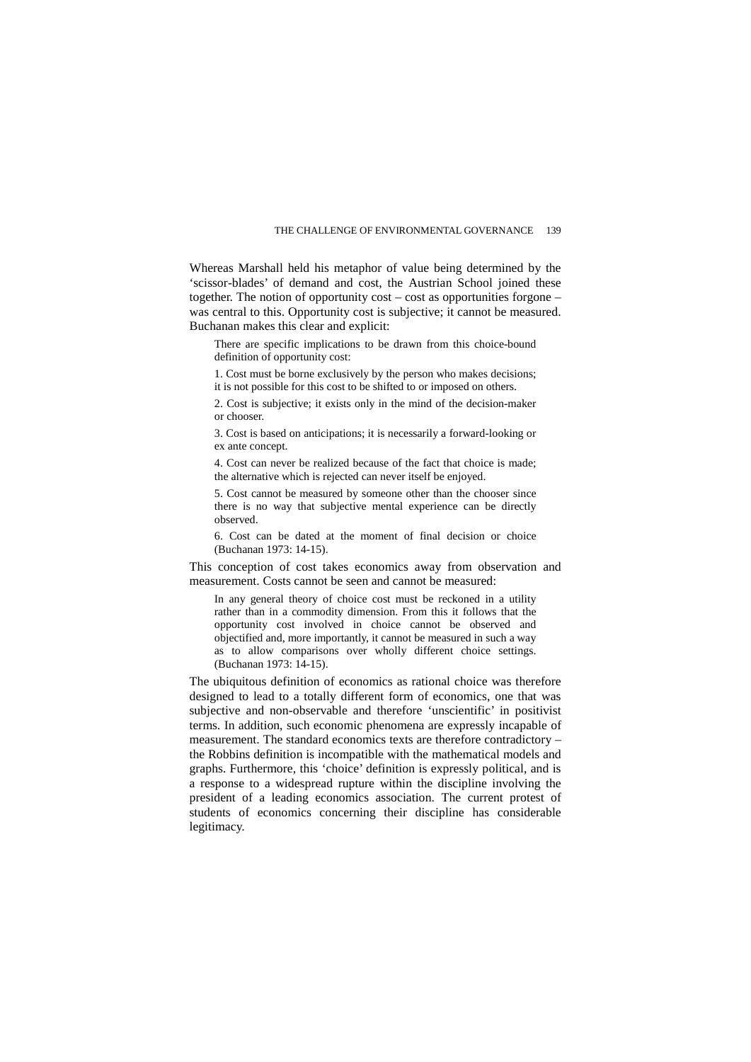Whereas Marshall held his metaphor of value being determined by the 'scissor-blades' of demand and cost, the Austrian School joined these together. The notion of opportunity cost – cost as opportunities forgone – was central to this. Opportunity cost is subjective; it cannot be measured. Buchanan makes this clear and explicit:

> There are specific implications to be drawn from this choice-bound definition of opportunity cost:
>
> 1. Cost must be borne exclusively by the person who makes decisions; it is not possible for this cost to be shifted to or imposed on others.
>
> 2. Cost is subjective; it exists only in the mind of the decision-maker or chooser.
>
> 3. Cost is based on anticipations; it is necessarily a forward-looking or ex ante concept.
>
> 4. Cost can never be realized because of the fact that choice is made; the alternative which is rejected can never itself be enjoyed.
>
> 5. Cost cannot be measured by someone other than the chooser since there is no way that subjective mental experience can be directly observed.
>
> 6. Cost can be dated at the moment of final decision or choice (Buchanan 1973: 14-15).

This conception of cost takes economics away from observation and measurement. Costs cannot be seen and cannot be measured:

> In any general theory of choice cost must be reckoned in a utility rather than in a commodity dimension. From this it follows that the opportunity cost involved in choice cannot be observed and objectified and, more importantly, it cannot be measured in such a way as to allow comparisons over wholly different choice settings. (Buchanan 1973: 14-15).

The ubiquitous definition of economics as rational choice was therefore designed to lead to a totally different form of economics, one that was subjective and non-observable and therefore 'unscientific' in positivist terms. In addition, such economic phenomena are expressly incapable of measurement. The standard economics texts are therefore contradictory – the Robbins definition is incompatible with the mathematical models and graphs. Furthermore, this 'choice' definition is expressly political, and is a response to a widespread rupture within the discipline involving the president of a leading economics association. The current protest of students of economics concerning their discipline has considerable legitimacy.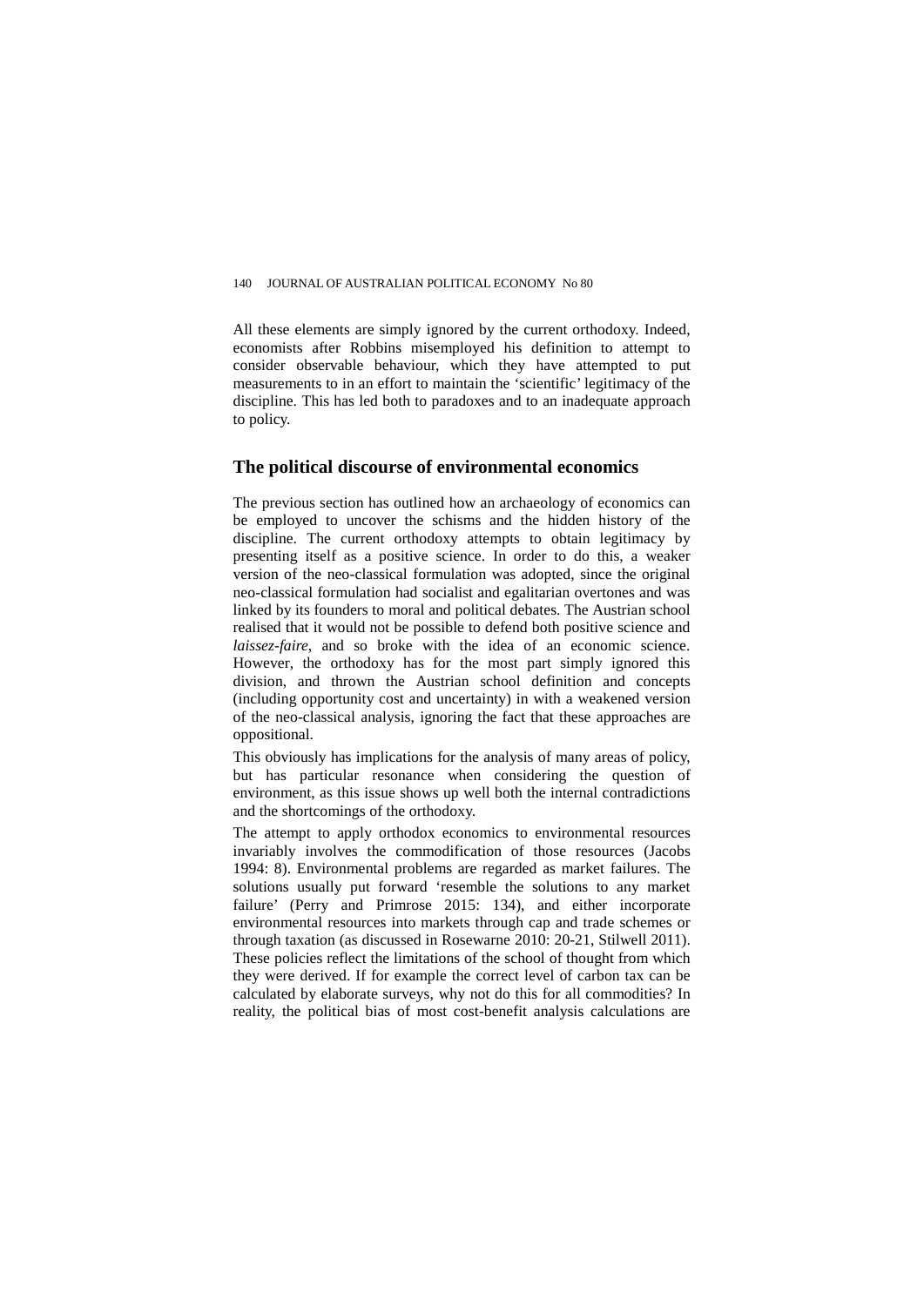All these elements are simply ignored by the current orthodoxy. Indeed, economists after Robbins misemployed his definition to attempt to consider observable behaviour, which they have attempted to put measurements to in an effort to maintain the 'scientific' legitimacy of the discipline. This has led both to paradoxes and to an inadequate approach to policy.

## The political discourse of environmental economics

The previous section has outlined how an archaeology of economics can be employed to uncover the schisms and the hidden history of the discipline. The current orthodoxy attempts to obtain legitimacy by presenting itself as a positive science. In order to do this, a weaker version of the neo-classical formulation was adopted, since the original neo-classical formulation had socialist and egalitarian overtones and was linked by its founders to moral and political debates. The Austrian school realised that it would not be possible to defend both positive science and *laissez-faire*, and so broke with the idea of an economic science. However, the orthodoxy has for the most part simply ignored this division, and thrown the Austrian school definition and concepts (including opportunity cost and uncertainty) in with a weakened version of the neo-classical analysis, ignoring the fact that these approaches are oppositional.

This obviously has implications for the analysis of many areas of policy, but has particular resonance when considering the question of environment, as this issue shows up well both the internal contradictions and the shortcomings of the orthodoxy.

The attempt to apply orthodox economics to environmental resources invariably involves the commodification of those resources (Jacobs 1994: 8). Environmental problems are regarded as market failures. The solutions usually put forward 'resemble the solutions to any market failure' (Perry and Primrose 2015: 134), and either incorporate environmental resources into markets through cap and trade schemes or through taxation (as discussed in Rosewarne 2010: 20-21, Stilwell 2011). These policies reflect the limitations of the school of thought from which they were derived. If for example the correct level of carbon tax can be calculated by elaborate surveys, why not do this for all commodities? In reality, the political bias of most cost-benefit analysis calculations are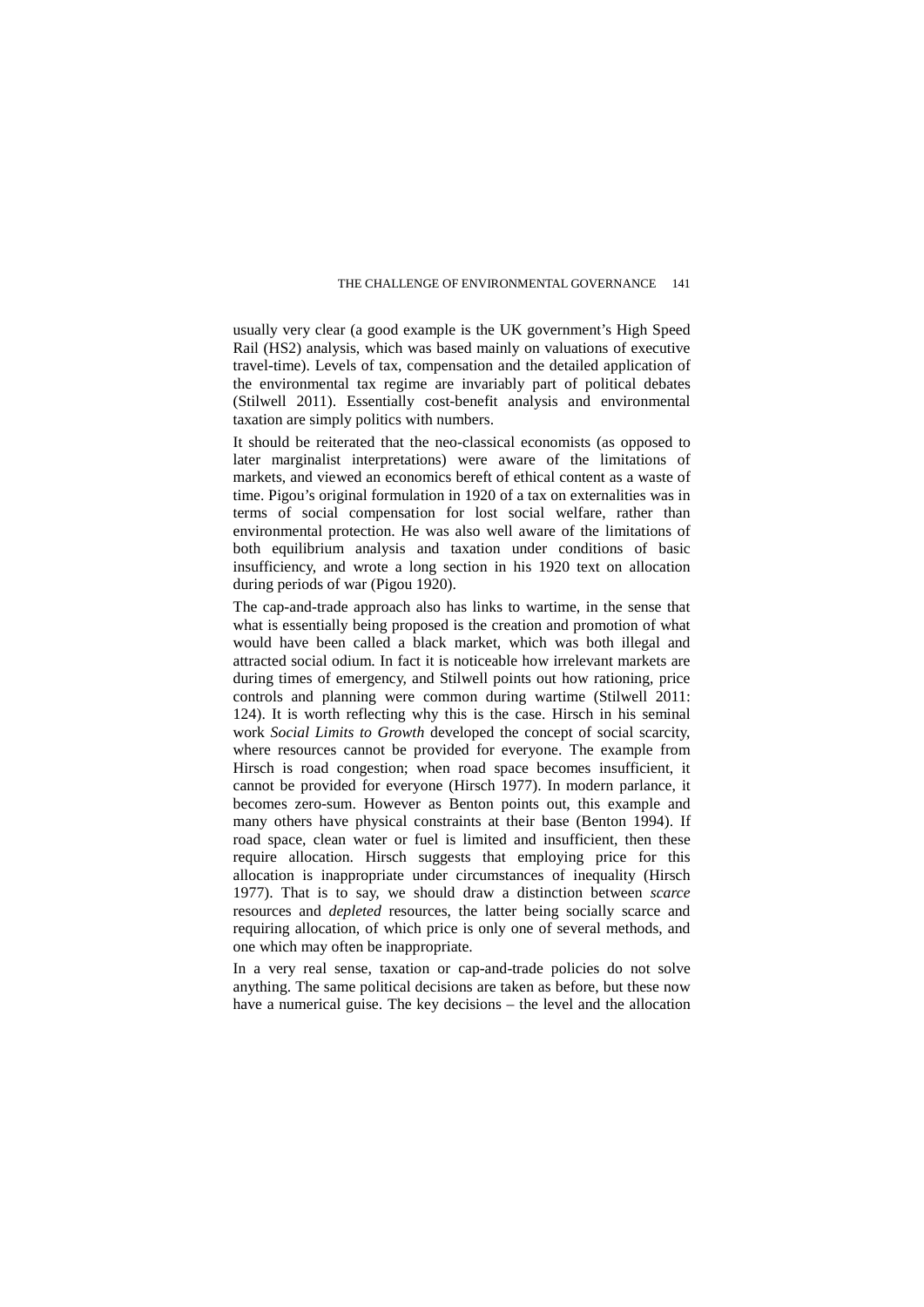usually very clear (a good example is the UK government's High Speed Rail (HS2) analysis, which was based mainly on valuations of executive travel-time). Levels of tax, compensation and the detailed application of the environmental tax regime are invariably part of political debates (Stilwell 2011). Essentially cost-benefit analysis and environmental taxation are simply politics with numbers.

It should be reiterated that the neo-classical economists (as opposed to later marginalist interpretations) were aware of the limitations of markets, and viewed an economics bereft of ethical content as a waste of time. Pigou's original formulation in 1920 of a tax on externalities was in terms of social compensation for lost social welfare, rather than environmental protection. He was also well aware of the limitations of both equilibrium analysis and taxation under conditions of basic insufficiency, and wrote a long section in his 1920 text on allocation during periods of war (Pigou 1920).

The cap-and-trade approach also has links to wartime, in the sense that what is essentially being proposed is the creation and promotion of what would have been called a black market, which was both illegal and attracted social odium. In fact it is noticeable how irrelevant markets are during times of emergency, and Stilwell points out how rationing, price controls and planning were common during wartime (Stilwell 2011: 124). It is worth reflecting why this is the case. Hirsch in his seminal work *Social Limits to Growth* developed the concept of social scarcity, where resources cannot be provided for everyone. The example from Hirsch is road congestion; when road space becomes insufficient, it cannot be provided for everyone (Hirsch 1977). In modern parlance, it becomes zero-sum. However as Benton points out, this example and many others have physical constraints at their base (Benton 1994). If road space, clean water or fuel is limited and insufficient, then these require allocation. Hirsch suggests that employing price for this allocation is inappropriate under circumstances of inequality (Hirsch 1977). That is to say, we should draw a distinction between *scarce* resources and *depleted* resources, the latter being socially scarce and requiring allocation, of which price is only one of several methods, and one which may often be inappropriate.

In a very real sense, taxation or cap-and-trade policies do not solve anything. The same political decisions are taken as before, but these now have a numerical guise. The key decisions – the level and the allocation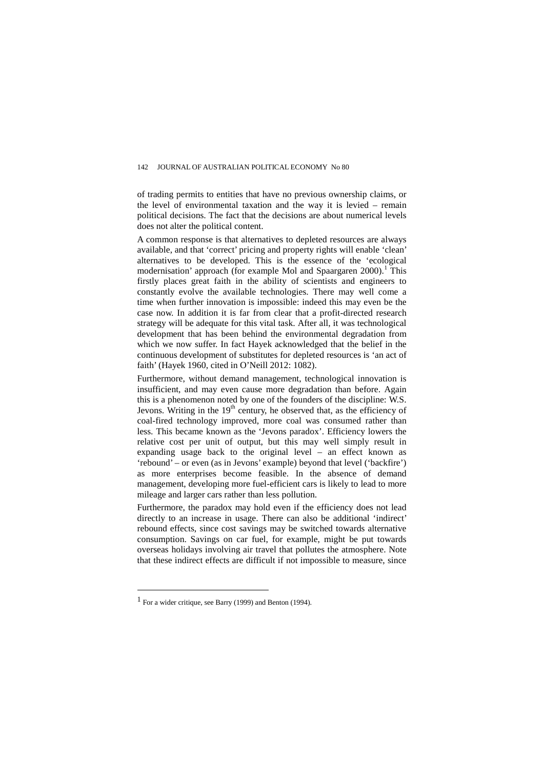of trading permits to entities that have no previous ownership claims, or the level of environmental taxation and the way it is levied – remain political decisions. The fact that the decisions are about numerical levels does not alter the political content.

A common response is that alternatives to depleted resources are always available, and that 'correct' pricing and property rights will enable 'clean' alternatives to be developed. This is the essence of the 'ecological modernisation' approach (for example Mol and Spaargaren 2000).[1] This firstly places great faith in the ability of scientists and engineers to constantly evolve the available technologies. There may well come a time when further innovation is impossible: indeed this may even be the case now. In addition it is far from clear that a profit-directed research strategy will be adequate for this vital task. After all, it was technological development that has been behind the environmental degradation from which we now suffer. In fact Hayek acknowledged that the belief in the continuous development of substitutes for depleted resources is 'an act of faith' (Hayek 1960, cited in O'Neill 2012: 1082).

Furthermore, without demand management, technological innovation is insufficient, and may even cause more degradation than before. Again this is a phenomenon noted by one of the founders of the discipline: W.S. Jevons. Writing in the 19th century, he observed that, as the efficiency of coal-fired technology improved, more coal was consumed rather than less. This became known as the 'Jevons paradox'. Efficiency lowers the relative cost per unit of output, but this may well simply result in expanding usage back to the original level – an effect known as 'rebound' – or even (as in Jevons' example) beyond that level ('backfire') as more enterprises become feasible. In the absence of demand management, developing more fuel-efficient cars is likely to lead to more mileage and larger cars rather than less pollution.

Furthermore, the paradox may hold even if the efficiency does not lead directly to an increase in usage. There can also be additional 'indirect' rebound effects, since cost savings may be switched towards alternative consumption. Savings on car fuel, for example, might be put towards overseas holidays involving air travel that pollutes the atmosphere. Note that these indirect effects are difficult if not impossible to measure, since

---

[1] For a wider critique, see Barry (1999) and Benton (1994).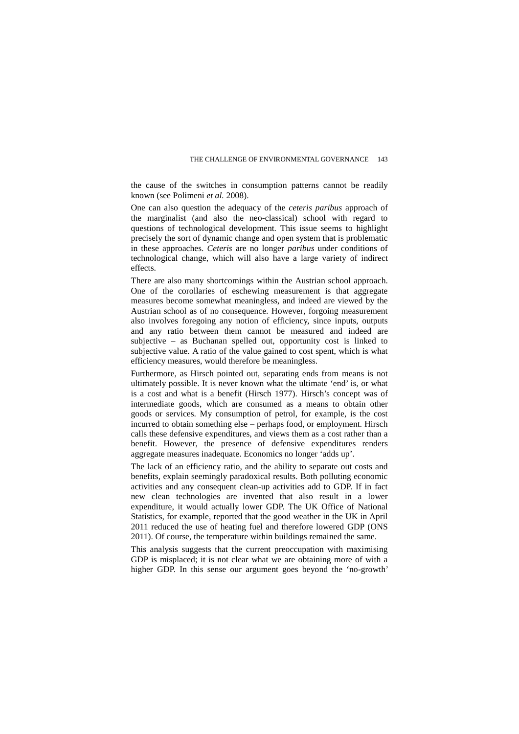the cause of the switches in consumption patterns cannot be readily known (see Polimeni *et al.* 2008).

One can also question the adequacy of the *ceteris paribus* approach of the marginalist (and also the neo-classical) school with regard to questions of technological development. This issue seems to highlight precisely the sort of dynamic change and open system that is problematic in these approaches. *Ceteris* are no longer *paribus* under conditions of technological change, which will also have a large variety of indirect effects.

There are also many shortcomings within the Austrian school approach. One of the corollaries of eschewing measurement is that aggregate measures become somewhat meaningless, and indeed are viewed by the Austrian school as of no consequence. However, forgoing measurement also involves foregoing any notion of efficiency, since inputs, outputs and any ratio between them cannot be measured and indeed are subjective – as Buchanan spelled out, opportunity cost is linked to subjective value. A ratio of the value gained to cost spent, which is what efficiency measures, would therefore be meaningless.

Furthermore, as Hirsch pointed out, separating ends from means is not ultimately possible. It is never known what the ultimate 'end' is, or what is a cost and what is a benefit (Hirsch 1977). Hirsch's concept was of intermediate goods, which are consumed as a means to obtain other goods or services. My consumption of petrol, for example, is the cost incurred to obtain something else – perhaps food, or employment. Hirsch calls these defensive expenditures, and views them as a cost rather than a benefit. However, the presence of defensive expenditures renders aggregate measures inadequate. Economics no longer 'adds up'.

The lack of an efficiency ratio, and the ability to separate out costs and benefits, explain seemingly paradoxical results. Both polluting economic activities and any consequent clean-up activities add to GDP. If in fact new clean technologies are invented that also result in a lower expenditure, it would actually lower GDP. The UK Office of National Statistics, for example, reported that the good weather in the UK in April 2011 reduced the use of heating fuel and therefore lowered GDP (ONS 2011). Of course, the temperature within buildings remained the same.

This analysis suggests that the current preoccupation with maximising GDP is misplaced; it is not clear what we are obtaining more of with a higher GDP. In this sense our argument goes beyond the 'no-growth'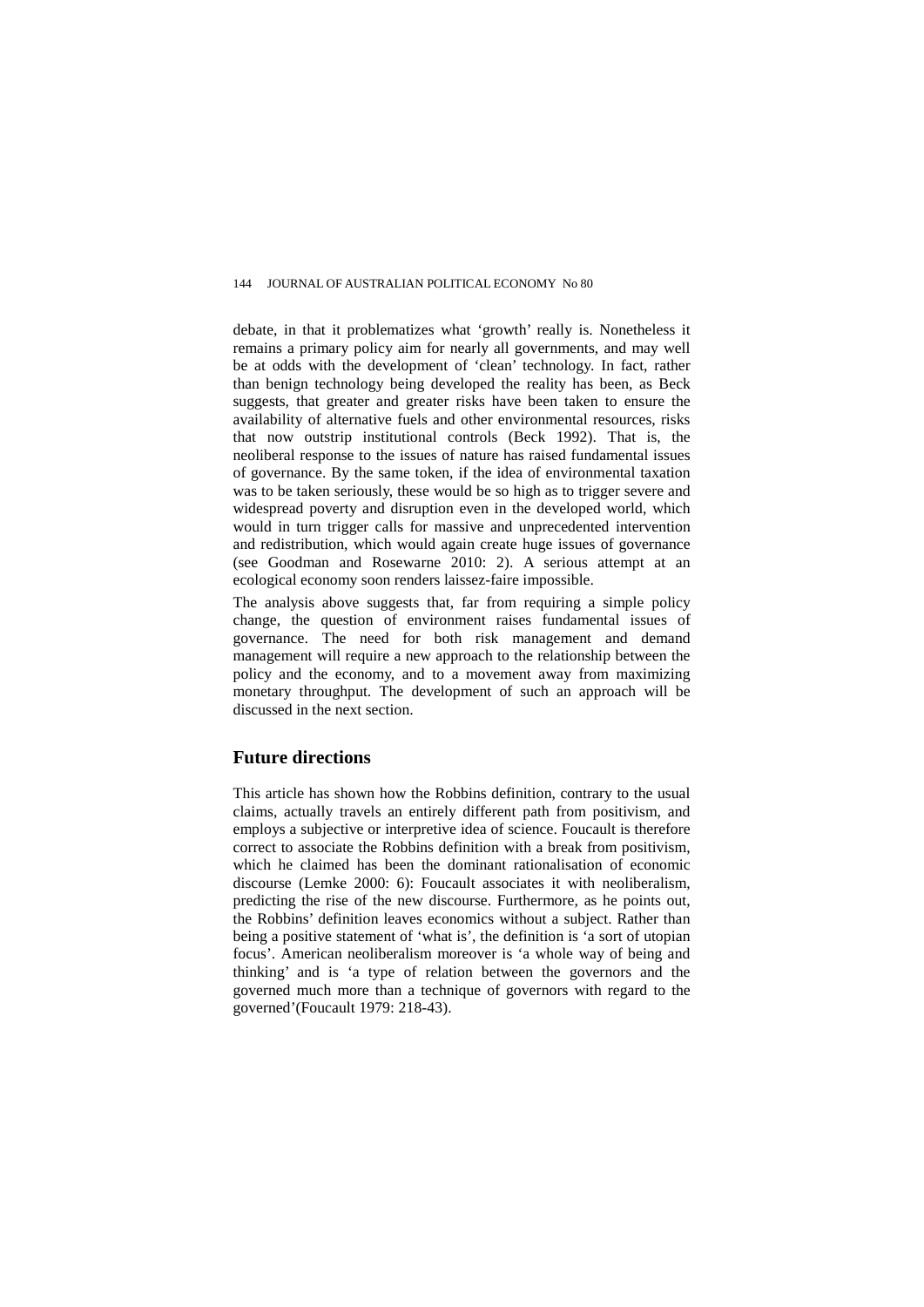debate, in that it problematizes what 'growth' really is. Nonetheless it remains a primary policy aim for nearly all governments, and may well be at odds with the development of 'clean' technology. In fact, rather than benign technology being developed the reality has been, as Beck suggests, that greater and greater risks have been taken to ensure the availability of alternative fuels and other environmental resources, risks that now outstrip institutional controls (Beck 1992). That is, the neoliberal response to the issues of nature has raised fundamental issues of governance. By the same token, if the idea of environmental taxation was to be taken seriously, these would be so high as to trigger severe and widespread poverty and disruption even in the developed world, which would in turn trigger calls for massive and unprecedented intervention and redistribution, which would again create huge issues of governance (see Goodman and Rosewarne 2010: 2). A serious attempt at an ecological economy soon renders laissez-faire impossible.

The analysis above suggests that, far from requiring a simple policy change, the question of environment raises fundamental issues of governance. The need for both risk management and demand management will require a new approach to the relationship between the policy and the economy, and to a movement away from maximizing monetary throughput. The development of such an approach will be discussed in the next section.

## Future directions

This article has shown how the Robbins definition, contrary to the usual claims, actually travels an entirely different path from positivism, and employs a subjective or interpretive idea of science. Foucault is therefore correct to associate the Robbins definition with a break from positivism, which he claimed has been the dominant rationalisation of economic discourse (Lemke 2000: 6): Foucault associates it with neoliberalism, predicting the rise of the new discourse. Furthermore, as he points out, the Robbins' definition leaves economics without a subject. Rather than being a positive statement of 'what is', the definition is 'a sort of utopian focus'. American neoliberalism moreover is 'a whole way of being and thinking' and is 'a type of relation between the governors and the governed much more than a technique of governors with regard to the governed'(Foucault 1979: 218-43).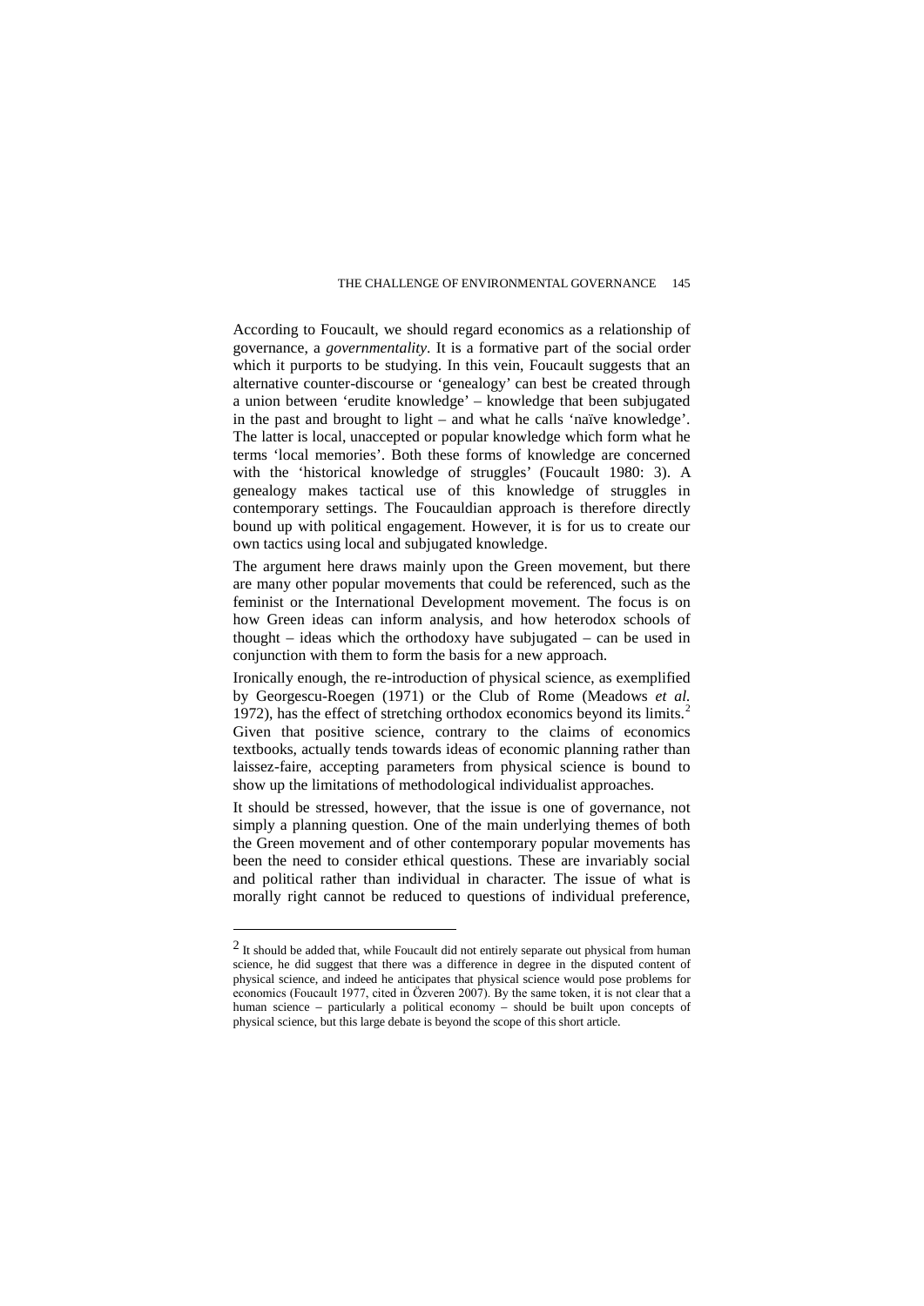According to Foucault, we should regard economics as a relationship of governance, a *governmentality*. It is a formative part of the social order which it purports to be studying. In this vein, Foucault suggests that an alternative counter-discourse or 'genealogy' can best be created through a union between 'erudite knowledge' – knowledge that been subjugated in the past and brought to light – and what he calls 'naïve knowledge'. The latter is local, unaccepted or popular knowledge which form what he terms 'local memories'. Both these forms of knowledge are concerned with the 'historical knowledge of struggles' (Foucault 1980: 3). A genealogy makes tactical use of this knowledge of struggles in contemporary settings. The Foucauldian approach is therefore directly bound up with political engagement. However, it is for us to create our own tactics using local and subjugated knowledge.

The argument here draws mainly upon the Green movement, but there are many other popular movements that could be referenced, such as the feminist or the International Development movement. The focus is on how Green ideas can inform analysis, and how heterodox schools of thought – ideas which the orthodoxy have subjugated – can be used in conjunction with them to form the basis for a new approach.

Ironically enough, the re-introduction of physical science, as exemplified by Georgescu-Roegen (1971) or the Club of Rome (Meadows *et al.* 1972), has the effect of stretching orthodox economics beyond its limits.[2] Given that positive science, contrary to the claims of economics textbooks, actually tends towards ideas of economic planning rather than laissez-faire, accepting parameters from physical science is bound to show up the limitations of methodological individualist approaches.

It should be stressed, however, that the issue is one of governance, not simply a planning question. One of the main underlying themes of both the Green movement and of other contemporary popular movements has been the need to consider ethical questions. These are invariably social and political rather than individual in character. The issue of what is morally right cannot be reduced to questions of individual preference,

---

[2] It should be added that, while Foucault did not entirely separate out physical from human science, he did suggest that there was a difference in degree in the disputed content of physical science, and indeed he anticipates that physical science would pose problems for economics (Foucault 1977, cited in Özveren 2007). By the same token, it is not clear that a human science – particularly a political economy – should be built upon concepts of physical science, but this large debate is beyond the scope of this short article.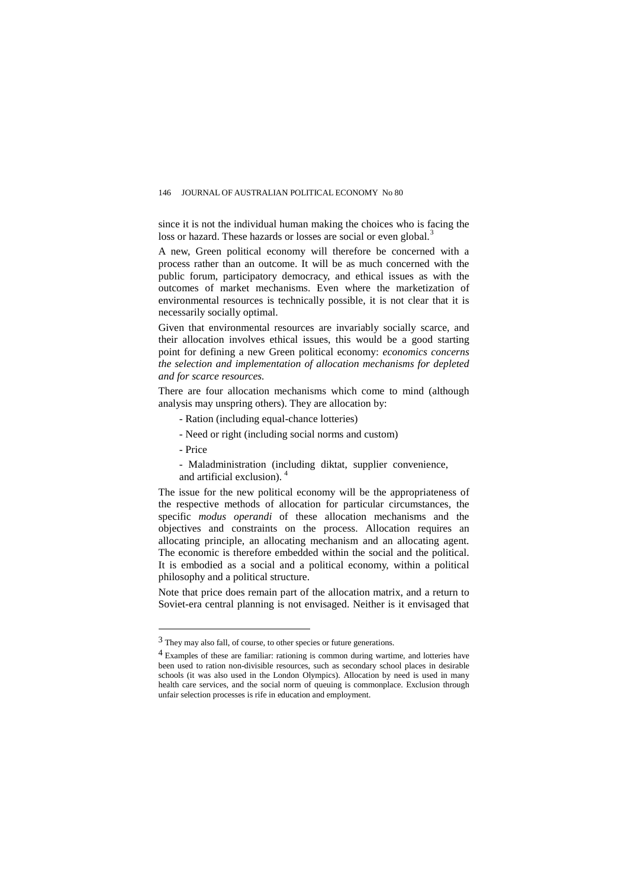since it is not the individual human making the choices who is facing the loss or hazard. These hazards or losses are social or even global.[3]

A new, Green political economy will therefore be concerned with a process rather than an outcome. It will be as much concerned with the public forum, participatory democracy, and ethical issues as with the outcomes of market mechanisms. Even where the marketization of environmental resources is technically possible, it is not clear that it is necessarily socially optimal.

Given that environmental resources are invariably socially scarce, and their allocation involves ethical issues, this would be a good starting point for defining a new Green political economy: *economics concerns the selection and implementation of allocation mechanisms for depleted and for scarce resources.*

There are four allocation mechanisms which come to mind (although analysis may unspring others). They are allocation by:

- Ration (including equal-chance lotteries)
- Need or right (including social norms and custom)
- Price
- Maladministration (including diktat, supplier convenience, and artificial exclusion). [4]

The issue for the new political economy will be the appropriateness of the respective methods of allocation for particular circumstances, the specific *modus operandi* of these allocation mechanisms and the objectives and constraints on the process. Allocation requires an allocating principle, an allocating mechanism and an allocating agent. The economic is therefore embedded within the social and the political. It is embodied as a social and a political economy, within a political philosophy and a political structure.

Note that price does remain part of the allocation matrix, and a return to Soviet-era central planning is not envisaged. Neither is it envisaged that

---

[3] They may also fall, of course, to other species or future generations.

[4] Examples of these are familiar: rationing is common during wartime, and lotteries have been used to ration non-divisible resources, such as secondary school places in desirable schools (it was also used in the London Olympics). Allocation by need is used in many health care services, and the social norm of queuing is commonplace. Exclusion through unfair selection processes is rife in education and employment.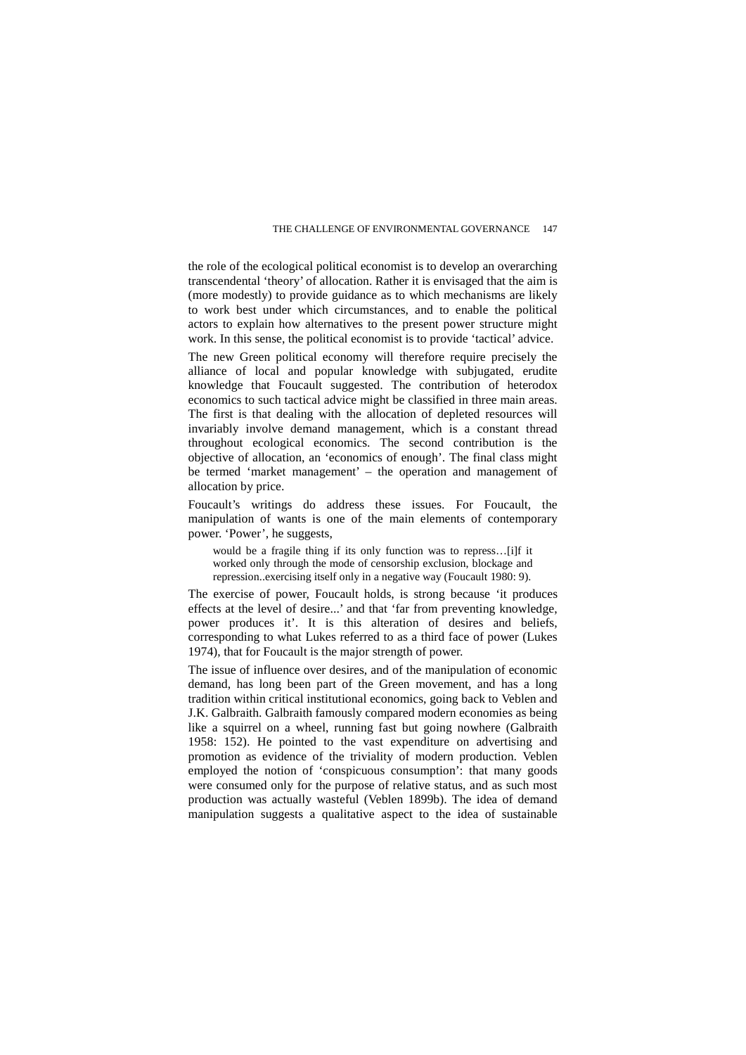the role of the ecological political economist is to develop an overarching transcendental 'theory' of allocation. Rather it is envisaged that the aim is (more modestly) to provide guidance as to which mechanisms are likely to work best under which circumstances, and to enable the political actors to explain how alternatives to the present power structure might work. In this sense, the political economist is to provide 'tactical' advice.

The new Green political economy will therefore require precisely the alliance of local and popular knowledge with subjugated, erudite knowledge that Foucault suggested. The contribution of heterodox economics to such tactical advice might be classified in three main areas. The first is that dealing with the allocation of depleted resources will invariably involve demand management, which is a constant thread throughout ecological economics. The second contribution is the objective of allocation, an 'economics of enough'. The final class might be termed 'market management' – the operation and management of allocation by price.

Foucault's writings do address these issues. For Foucault, the manipulation of wants is one of the main elements of contemporary power. 'Power', he suggests,

> would be a fragile thing if its only function was to repress…[i]f it worked only through the mode of censorship exclusion, blockage and repression..exercising itself only in a negative way (Foucault 1980: 9).

The exercise of power, Foucault holds, is strong because 'it produces effects at the level of desire...' and that 'far from preventing knowledge, power produces it'. It is this alteration of desires and beliefs, corresponding to what Lukes referred to as a third face of power (Lukes 1974), that for Foucault is the major strength of power.

The issue of influence over desires, and of the manipulation of economic demand, has long been part of the Green movement, and has a long tradition within critical institutional economics, going back to Veblen and J.K. Galbraith. Galbraith famously compared modern economies as being like a squirrel on a wheel, running fast but going nowhere (Galbraith 1958: 152). He pointed to the vast expenditure on advertising and promotion as evidence of the triviality of modern production. Veblen employed the notion of 'conspicuous consumption': that many goods were consumed only for the purpose of relative status, and as such most production was actually wasteful (Veblen 1899b). The idea of demand manipulation suggests a qualitative aspect to the idea of sustainable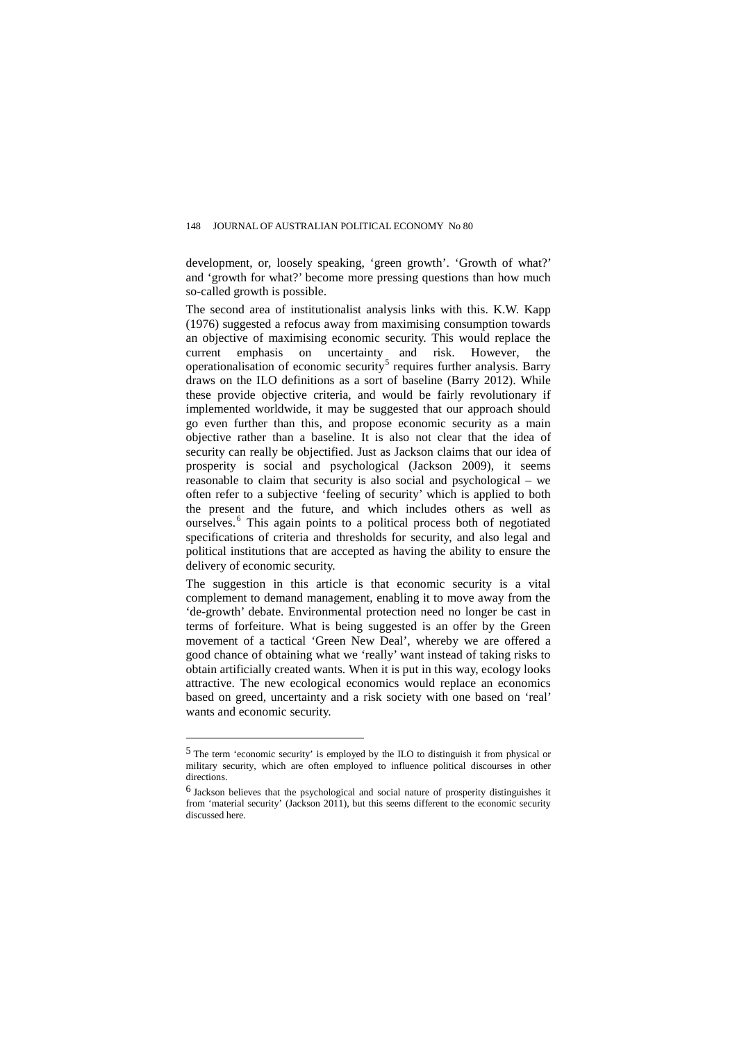development, or, loosely speaking, 'green growth'. 'Growth of what?' and 'growth for what?' become more pressing questions than how much so-called growth is possible.

The second area of institutionalist analysis links with this. K.W. Kapp (1976) suggested a refocus away from maximising consumption towards an objective of maximising economic security. This would replace the current emphasis on uncertainty and risk. However, the operationalisation of economic security[5] requires further analysis. Barry draws on the ILO definitions as a sort of baseline (Barry 2012). While these provide objective criteria, and would be fairly revolutionary if implemented worldwide, it may be suggested that our approach should go even further than this, and propose economic security as a main objective rather than a baseline. It is also not clear that the idea of security can really be objectified. Just as Jackson claims that our idea of prosperity is social and psychological (Jackson 2009), it seems reasonable to claim that security is also social and psychological – we often refer to a subjective 'feeling of security' which is applied to both the present and the future, and which includes others as well as ourselves.[6] This again points to a political process both of negotiated specifications of criteria and thresholds for security, and also legal and political institutions that are accepted as having the ability to ensure the delivery of economic security.

The suggestion in this article is that economic security is a vital complement to demand management, enabling it to move away from the 'de-growth' debate. Environmental protection need no longer be cast in terms of forfeiture. What is being suggested is an offer by the Green movement of a tactical 'Green New Deal', whereby we are offered a good chance of obtaining what we 'really' want instead of taking risks to obtain artificially created wants. When it is put in this way, ecology looks attractive. The new ecological economics would replace an economics based on greed, uncertainty and a risk society with one based on 'real' wants and economic security.

---

[5] The term 'economic security' is employed by the ILO to distinguish it from physical or military security, which are often employed to influence political discourses in other directions.

[6] Jackson believes that the psychological and social nature of prosperity distinguishes it from 'material security' (Jackson 2011), but this seems different to the economic security discussed here.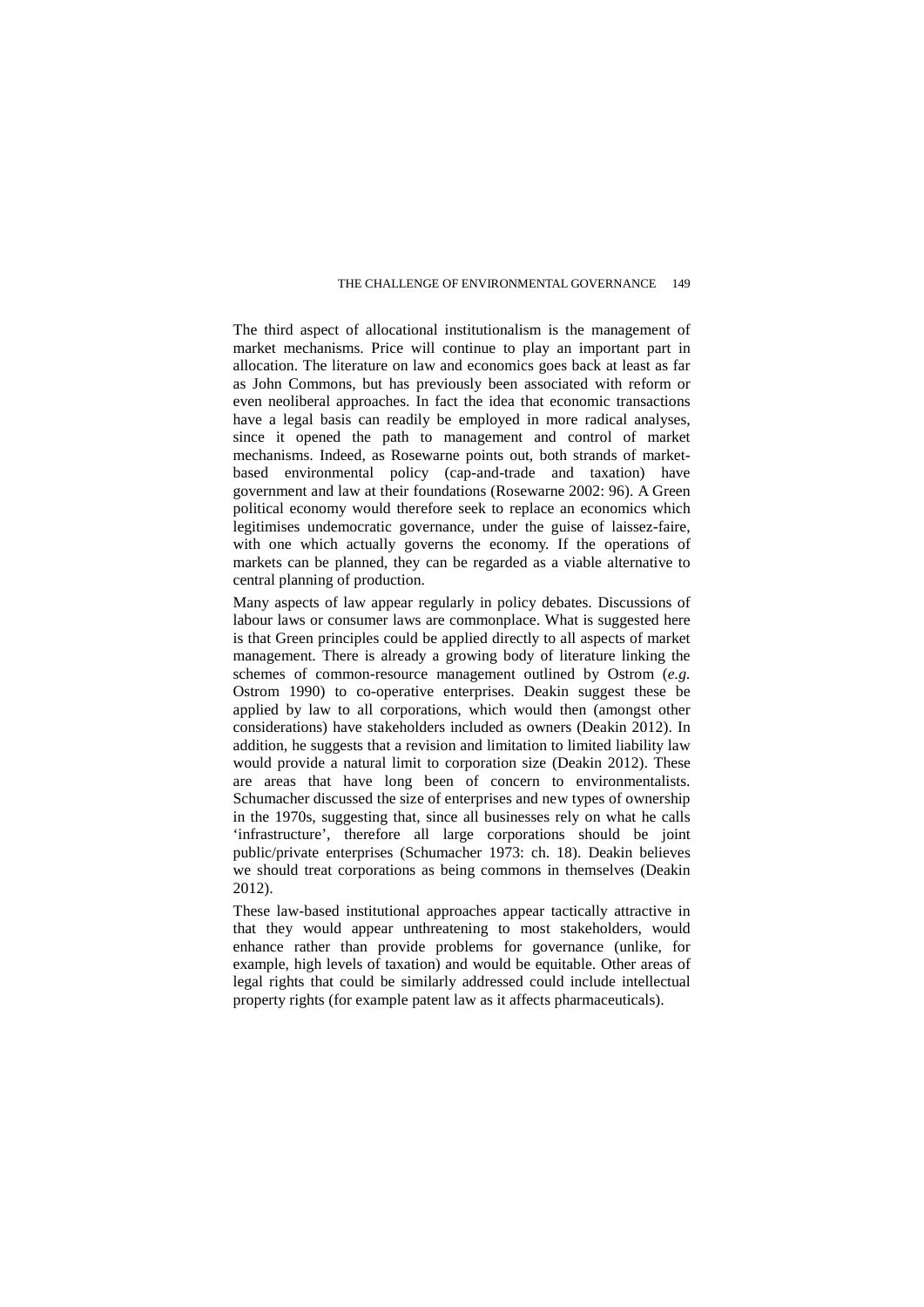The third aspect of allocational institutionalism is the management of market mechanisms. Price will continue to play an important part in allocation. The literature on law and economics goes back at least as far as John Commons, but has previously been associated with reform or even neoliberal approaches. In fact the idea that economic transactions have a legal basis can readily be employed in more radical analyses, since it opened the path to management and control of market mechanisms. Indeed, as Rosewarne points out, both strands of market-based environmental policy (cap-and-trade and taxation) have government and law at their foundations (Rosewarne 2002: 96). A Green political economy would therefore seek to replace an economics which legitimises undemocratic governance, under the guise of laissez-faire, with one which actually governs the economy. If the operations of markets can be planned, they can be regarded as a viable alternative to central planning of production.

Many aspects of law appear regularly in policy debates. Discussions of labour laws or consumer laws are commonplace. What is suggested here is that Green principles could be applied directly to all aspects of market management. There is already a growing body of literature linking the schemes of common-resource management outlined by Ostrom (*e.g.* Ostrom 1990) to co-operative enterprises. Deakin suggest these be applied by law to all corporations, which would then (amongst other considerations) have stakeholders included as owners (Deakin 2012). In addition, he suggests that a revision and limitation to limited liability law would provide a natural limit to corporation size (Deakin 2012). These are areas that have long been of concern to environmentalists. Schumacher discussed the size of enterprises and new types of ownership in the 1970s, suggesting that, since all businesses rely on what he calls 'infrastructure', therefore all large corporations should be joint public/private enterprises (Schumacher 1973: ch. 18). Deakin believes we should treat corporations as being commons in themselves (Deakin 2012).

These law-based institutional approaches appear tactically attractive in that they would appear unthreatening to most stakeholders, would enhance rather than provide problems for governance (unlike, for example, high levels of taxation) and would be equitable. Other areas of legal rights that could be similarly addressed could include intellectual property rights (for example patent law as it affects pharmaceuticals).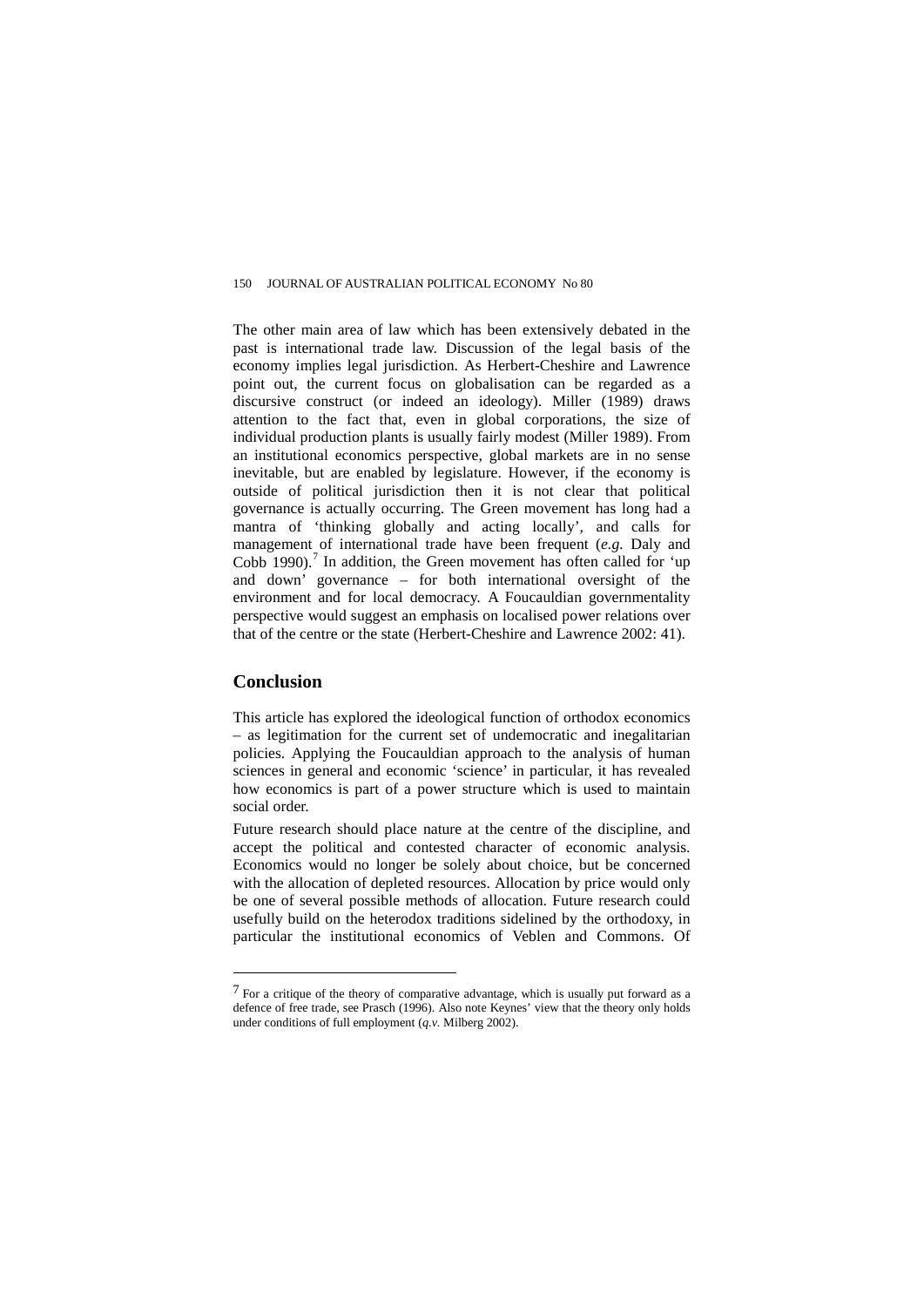The other main area of law which has been extensively debated in the past is international trade law. Discussion of the legal basis of the economy implies legal jurisdiction. As Herbert-Cheshire and Lawrence point out, the current focus on globalisation can be regarded as a discursive construct (or indeed an ideology). Miller (1989) draws attention to the fact that, even in global corporations, the size of individual production plants is usually fairly modest (Miller 1989). From an institutional economics perspective, global markets are in no sense inevitable, but are enabled by legislature. However, if the economy is outside of political jurisdiction then it is not clear that political governance is actually occurring. The Green movement has long had a mantra of 'thinking globally and acting locally', and calls for management of international trade have been frequent (*e.g.* Daly and Cobb 1990).[7] In addition, the Green movement has often called for 'up and down' governance – for both international oversight of the environment and for local democracy. A Foucauldian governmentality perspective would suggest an emphasis on localised power relations over that of the centre or the state (Herbert-Cheshire and Lawrence 2002: 41).

## Conclusion

This article has explored the ideological function of orthodox economics – as legitimation for the current set of undemocratic and inegalitarian policies. Applying the Foucauldian approach to the analysis of human sciences in general and economic 'science' in particular, it has revealed how economics is part of a power structure which is used to maintain social order.

Future research should place nature at the centre of the discipline, and accept the political and contested character of economic analysis. Economics would no longer be solely about choice, but be concerned with the allocation of depleted resources. Allocation by price would only be one of several possible methods of allocation. Future research could usefully build on the heterodox traditions sidelined by the orthodoxy, in particular the institutional economics of Veblen and Commons. Of

---

[7] For a critique of the theory of comparative advantage, which is usually put forward as a defence of free trade, see Prasch (1996). Also note Keynes' view that the theory only holds under conditions of full employment (*q.v.* Milberg 2002).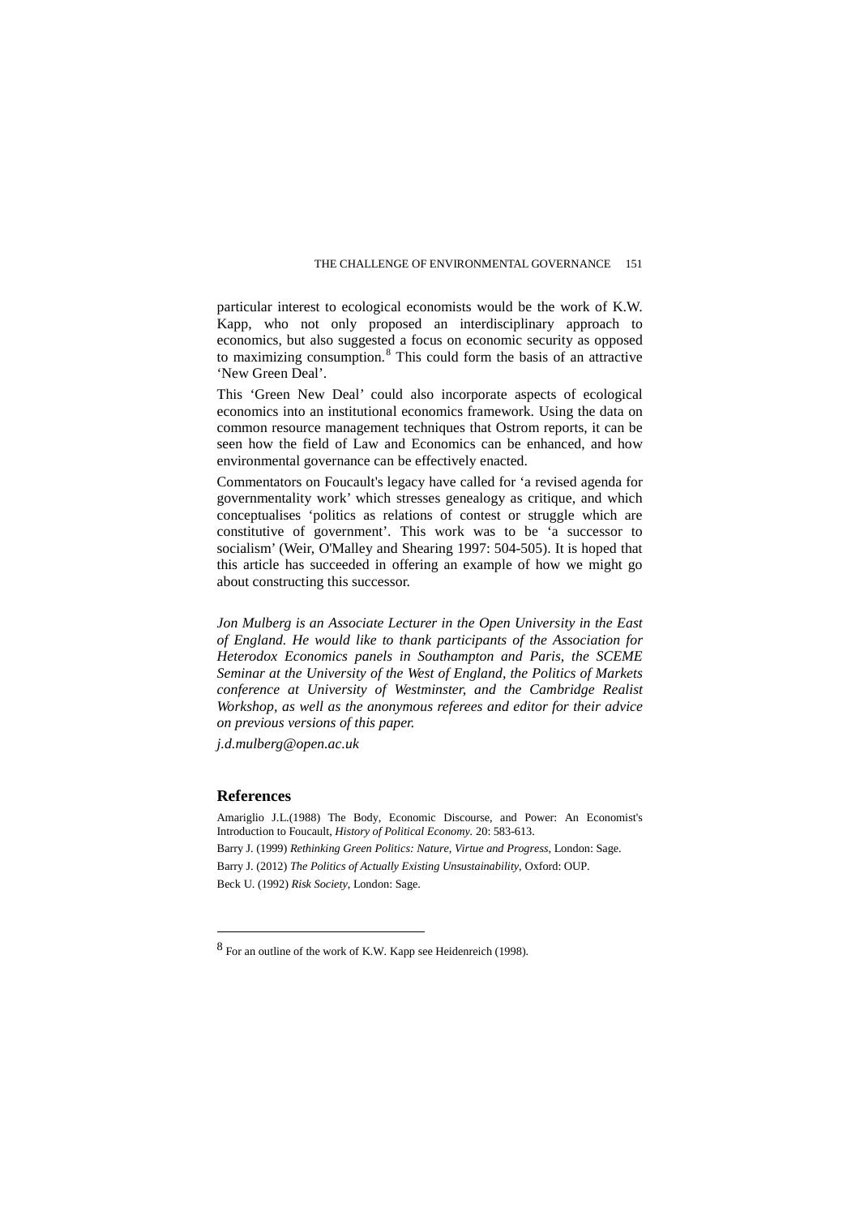particular interest to ecological economists would be the work of K.W. Kapp, who not only proposed an interdisciplinary approach to economics, but also suggested a focus on economic security as opposed to maximizing consumption.[8] This could form the basis of an attractive 'New Green Deal'.

This 'Green New Deal' could also incorporate aspects of ecological economics into an institutional economics framework. Using the data on common resource management techniques that Ostrom reports, it can be seen how the field of Law and Economics can be enhanced, and how environmental governance can be effectively enacted.

Commentators on Foucault's legacy have called for 'a revised agenda for governmentality work' which stresses genealogy as critique, and which conceptualises 'politics as relations of contest or struggle which are constitutive of government'. This work was to be 'a successor to socialism' (Weir, O'Malley and Shearing 1997: 504-505). It is hoped that this article has succeeded in offering an example of how we might go about constructing this successor.

*Jon Mulberg is an Associate Lecturer in the Open University in the East of England. He would like to thank participants of the Association for Heterodox Economics panels in Southampton and Paris, the SCEME Seminar at the University of the West of England, the Politics of Markets conference at University of Westminster, and the Cambridge Realist Workshop, as well as the anonymous referees and editor for their advice on previous versions of this paper.*

*j.d.mulberg@open.ac.uk*

## References

Amariglio J.L.(1988) The Body, Economic Discourse, and Power: An Economist's Introduction to Foucault, *History of Political Economy.* 20: 583-613.

Barry J. (1999) *Rethinking Green Politics: Nature, Virtue and Progress*, London: Sage.

Barry J. (2012) *The Politics of Actually Existing Unsustainability*, Oxford: OUP.

Beck U. (1992) *Risk Society*, London: Sage.

---

[8] For an outline of the work of K.W. Kapp see Heidenreich (1998).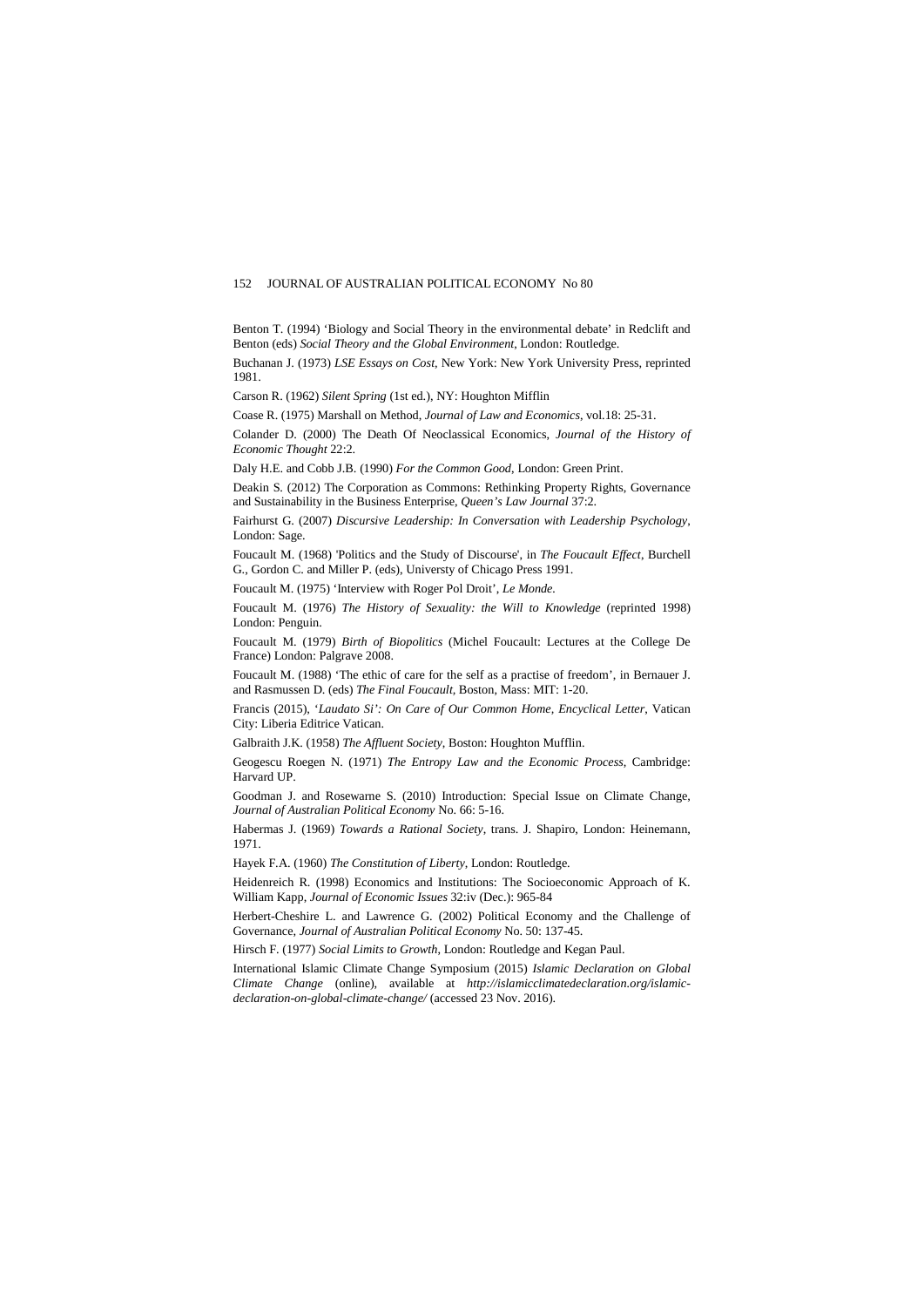Benton T. (1994) 'Biology and Social Theory in the environmental debate' in Redclift and Benton (eds) *Social Theory and the Global Environment*, London: Routledge.

Buchanan J. (1973) *LSE Essays on Cost*, New York: New York University Press, reprinted 1981.

Carson R. (1962) *Silent Spring* (1st ed.), NY: Houghton Mifflin

Coase R. (1975) Marshall on Method, *Journal of Law and Economics*, vol.18: 25-31.

Colander D. (2000) The Death Of Neoclassical Economics, *Journal of the History of Economic Thought* 22:2.

Daly H.E. and Cobb J.B. (1990) *For the Common Good*, London: Green Print.

Deakin S. (2012) The Corporation as Commons: Rethinking Property Rights, Governance and Sustainability in the Business Enterprise, *Queen's Law Journal* 37:2.

Fairhurst G. (2007) *Discursive Leadership: In Conversation with Leadership Psychology*, London: Sage.

Foucault M. (1968) 'Politics and the Study of Discourse', in *The Foucault Effect*, Burchell G., Gordon C. and Miller P. (eds), Universty of Chicago Press 1991.

Foucault M. (1975) 'Interview with Roger Pol Droit', *Le Monde.*

Foucault M. (1976) *The History of Sexuality: the Will to Knowledge* (reprinted 1998) London: Penguin.

Foucault M. (1979) *Birth of Biopolitics* (Michel Foucault: Lectures at the College De France) London: Palgrave 2008.

Foucault M. (1988) 'The ethic of care for the self as a practise of freedom', in Bernauer J. and Rasmussen D. (eds) *The Final Foucault*, Boston, Mass: MIT: 1-20.

Francis (2015), '*Laudato Si': On Care of Our Common Home, Encyclical Letter*, Vatican City: Liberia Editrice Vatican.

Galbraith J.K. (1958) *The Affluent Society*, Boston: Houghton Mufflin.

Geogescu Roegen N. (1971) *The Entropy Law and the Economic Process*, Cambridge: Harvard UP.

Goodman J. and Rosewarne S. (2010) Introduction: Special Issue on Climate Change, *Journal of Australian Political Economy* No. 66: 5-16.

Habermas J. (1969) *Towards a Rational Society*, trans. J. Shapiro, London: Heinemann, 1971.

Hayek F.A. (1960) *The Constitution of Liberty*, London: Routledge.

Heidenreich R. (1998) Economics and Institutions: The Socioeconomic Approach of K. William Kapp, *Journal of Economic Issues* 32:iv (Dec.): 965-84

Herbert-Cheshire L. and Lawrence G. (2002) Political Economy and the Challenge of Governance, *Journal of Australian Political Economy* No. 50: 137-45.

Hirsch F. (1977) *Social Limits to Growth*, London: Routledge and Kegan Paul.

International Islamic Climate Change Symposium (2015) *Islamic Declaration on Global Climate Change* (online), available at *http://islamicclimatedeclaration.org/islamic-declaration-on-global-climate-change/* (accessed 23 Nov. 2016).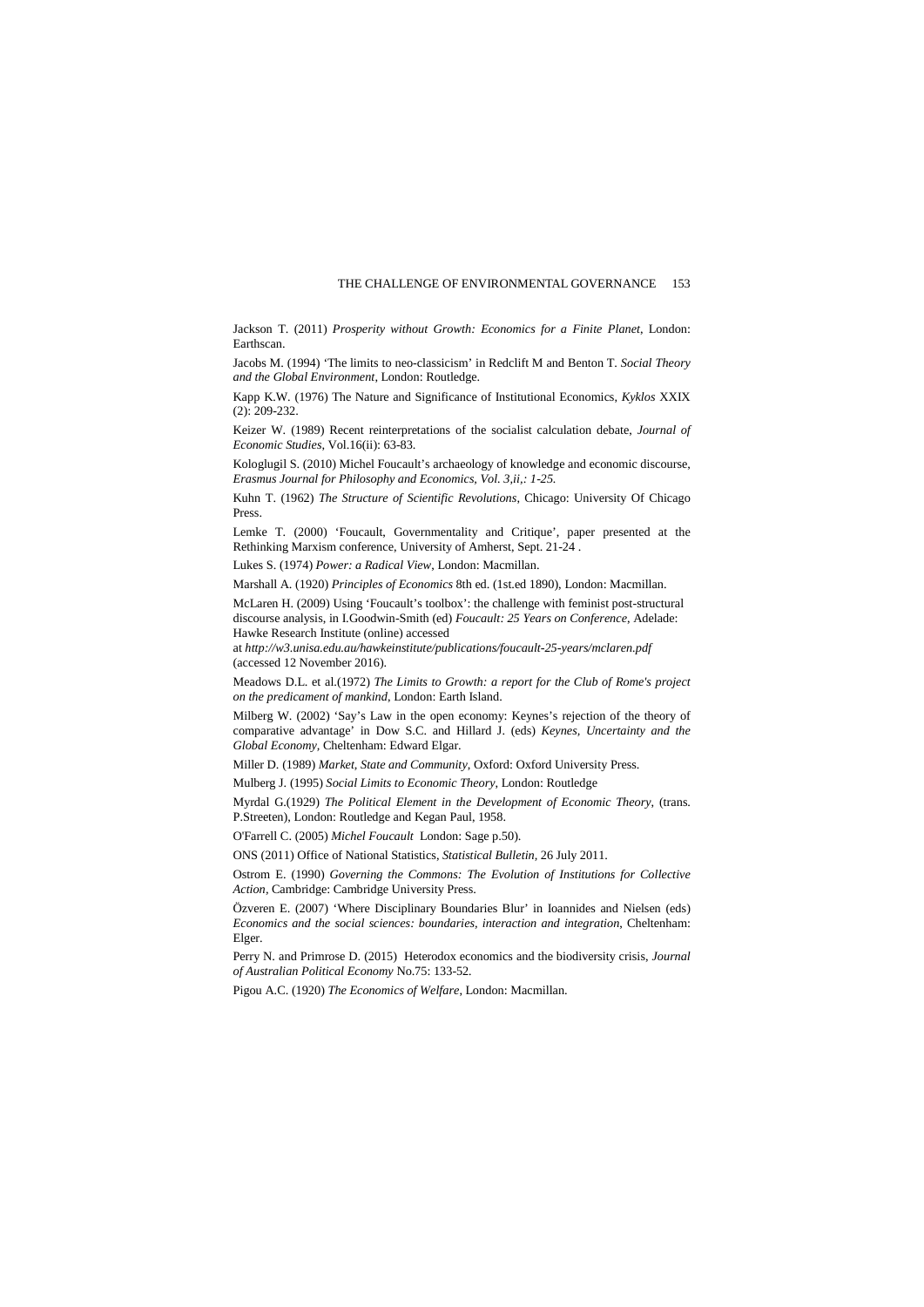Jackson T. (2011) *Prosperity without Growth: Economics for a Finite Planet*, London: Earthscan.

Jacobs M. (1994) 'The limits to neo-classicism' in Redclift M and Benton T. *Social Theory and the Global Environment*, London: Routledge.

Kapp K.W. (1976) The Nature and Significance of Institutional Economics, *Kyklos* XXIX (2): 209-232.

Keizer W. (1989) Recent reinterpretations of the socialist calculation debate, *Journal of Economic Studies*, Vol.16(ii): 63-83.

Kologlugil S. (2010) Michel Foucault's archaeology of knowledge and economic discourse, *Erasmus Journal for Philosophy and Economics, Vol. 3,ii,: 1-25.*

Kuhn T. (1962) *The Structure of Scientific Revolutions*, Chicago: University Of Chicago Press.

Lemke T. (2000) 'Foucault, Governmentality and Critique', paper presented at the Rethinking Marxism conference, University of Amherst, Sept. 21-24 .

Lukes S. (1974) *Power: a Radical View*, London: Macmillan.

Marshall A. (1920) *Principles of Economics* 8th ed. (1st.ed 1890), London: Macmillan.

McLaren H. (2009) Using 'Foucault's toolbox': the challenge with feminist post-structural discourse analysis, in I.Goodwin-Smith (ed) *Foucault: 25 Years on Conference*, Adelade: Hawke Research Institute (online) accessed at *http://w3.unisa.edu.au/hawkeinstitute/publications/foucault-25-years/mclaren.pdf* (accessed 12 November 2016).

Meadows D.L. et al.(1972) *The Limits to Growth: a report for the Club of Rome's project on the predicament of mankind*, London: Earth Island.

Milberg W. (2002) 'Say's Law in the open economy: Keynes's rejection of the theory of comparative advantage' in Dow S.C. and Hillard J. (eds) *Keynes, Uncertainty and the Global Economy*, Cheltenham: Edward Elgar.

Miller D. (1989) *Market, State and Community*, Oxford: Oxford University Press.

Mulberg J. (1995) *Social Limits to Economic Theory*, London: Routledge

Myrdal G.(1929) *The Political Element in the Development of Economic Theory*, (trans. P.Streeten), London: Routledge and Kegan Paul, 1958.

O'Farrell C. (2005) *Michel Foucault* London: Sage p.50).

ONS (2011) Office of National Statistics, *Statistical Bulletin*, 26 July 2011.

Ostrom E. (1990) *Governing the Commons: The Evolution of Institutions for Collective Action*, Cambridge: Cambridge University Press.

Özveren E. (2007) 'Where Disciplinary Boundaries Blur' in Ioannides and Nielsen (eds) *Economics and the social sciences: boundaries, interaction and integration*, Cheltenham: Elger.

Perry N. and Primrose D. (2015) Heterodox economics and the biodiversity crisis, *Journal of Australian Political Economy* No.75: 133-52.

Pigou A.C. (1920) *The Economics of Welfare*, London: Macmillan.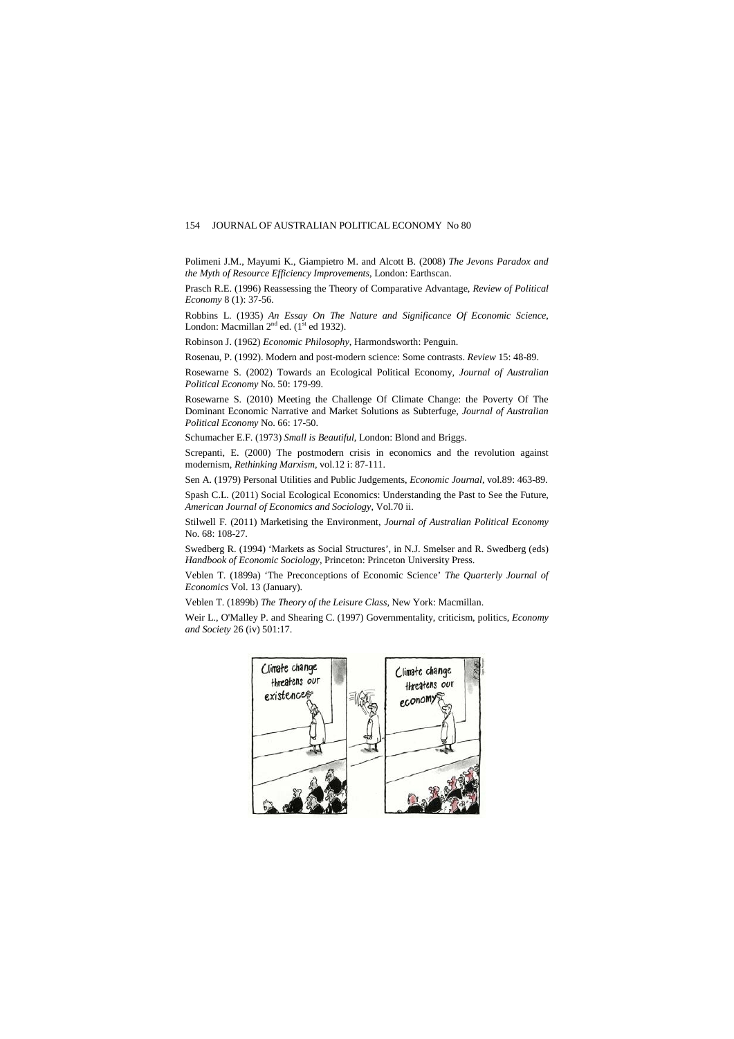Polimeni J.M., Mayumi K., Giampietro M. and Alcott B. (2008) *The Jevons Paradox and the Myth of Resource Efficiency Improvements*, London: Earthscan.

Prasch R.E. (1996) Reassessing the Theory of Comparative Advantage, *Review of Political Economy* 8 (1): 37-56.

Robbins L. (1935) *An Essay On The Nature and Significance Of Economic Science*, London: Macmillan 2nd ed. (1st ed 1932).

Robinson J. (1962) *Economic Philosophy*, Harmondsworth: Penguin.

Rosenau, P. (1992). Modern and post-modern science: Some contrasts. *Review* 15: 48-89.

Rosewarne S. (2002) Towards an Ecological Political Economy, *Journal of Australian Political Economy* No. 50: 179-99.

Rosewarne S. (2010) Meeting the Challenge Of Climate Change: the Poverty Of The Dominant Economic Narrative and Market Solutions as Subterfuge, *Journal of Australian Political Economy* No. 66: 17-50.

Schumacher E.F. (1973) *Small is Beautiful*, London: Blond and Briggs.

Screpanti, E. (2000) The postmodern crisis in economics and the revolution against modernism, *Rethinking Marxism*, vol.12 i: 87-111.

Sen A. (1979) Personal Utilities and Public Judgements, *Economic Journal*, vol.89: 463-89.

Spash C.L. (2011) Social Ecological Economics: Understanding the Past to See the Future, *American Journal of Economics and Sociology*, Vol.70 ii.

Stilwell F. (2011) Marketising the Environment, *Journal of Australian Political Economy* No. 68: 108-27.

Swedberg R. (1994) 'Markets as Social Structures', in N.J. Smelser and R. Swedberg (eds) *Handbook of Economic Sociology*, Princeton: Princeton University Press.

Veblen T. (1899a) 'The Preconceptions of Economic Science' *The Quarterly Journal of Economics* Vol. 13 (January).

Veblen T. (1899b) *The Theory of the Leisure Class*, New York: Macmillan.

Weir L., O'Malley P. and Shearing C. (1997) Governmentality, criticism, politics, *Economy and Society* 26 (iv) 501:17.